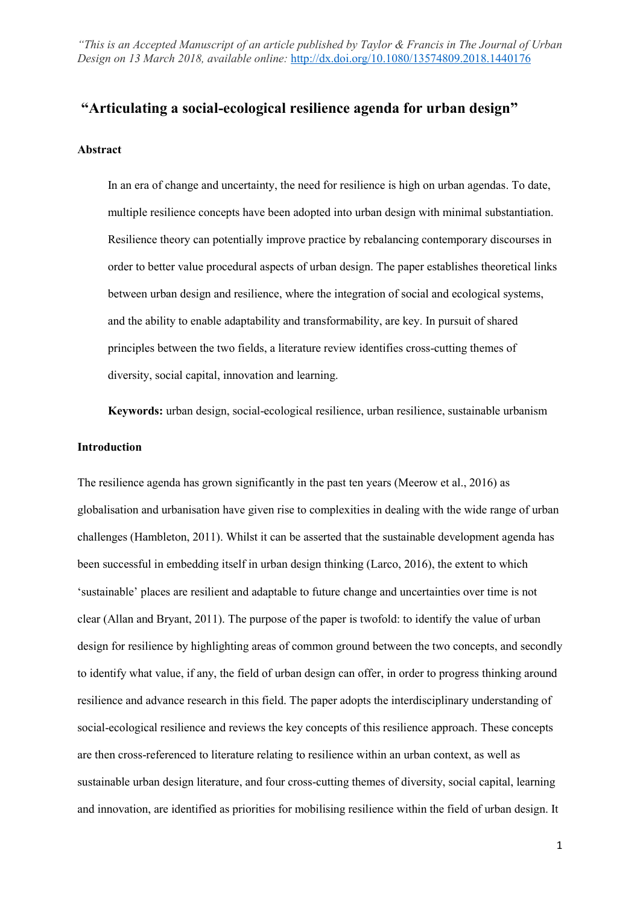*"This is an Accepted Manuscript of an article published by Taylor & Francis in The Journal of Urban Design on 13 March 2018, available online:* http://dx.doi.org/10.1080/13574809.2018.1440176

# "Articulating a social-ecological resilience agenda for urban design"

**Abstract**

In an era of change and uncertainty, the need for resilience is high on urban agendas. To date, multiple resilience concepts have been adopted into urban design with minimal substantiation. Resilience theory can potentially improve practice by rebalancing contemporary discourses in order to better value procedural aspects of urban design. The paper establishes theoretical links between urban design and resilience, where the integration of social and ecological systems, and the ability to enable adaptability and transformability, are key. In pursuit of shared principles between the two fields, a literature review identifies cross-cutting themes of diversity, social capital, innovation and learning.

**Keywords:** urban design, social-ecological resilience, urban resilience, sustainable urbanism

**Introduction**

The resilience agenda has grown significantly in the past ten years (Meerow et al., 2016) as globalisation and urbanisation have given rise to complexities in dealing with the wide range of urban challenges (Hambleton, 2011). Whilst it can be asserted that the sustainable development agenda has been successful in embedding itself in urban design thinking (Larco, 2016), the extent to which 'sustainable' places are resilient and adaptable to future change and uncertainties over time is not clear (Allan and Bryant, 2011). The purpose of the paper is twofold: to identify the value of urban design for resilience by highlighting areas of common ground between the two concepts, and secondly to identify what value, if any, the field of urban design can offer, in order to progress thinking around resilience and advance research in this field. The paper adopts the interdisciplinary understanding of social-ecological resilience and reviews the key concepts of this resilience approach. These concepts are then cross-referenced to literature relating to resilience within an urban context, as well as sustainable urban design literature, and four cross-cutting themes of diversity, social capital, learning and innovation, are identified as priorities for mobilising resilience within the field of urban design. It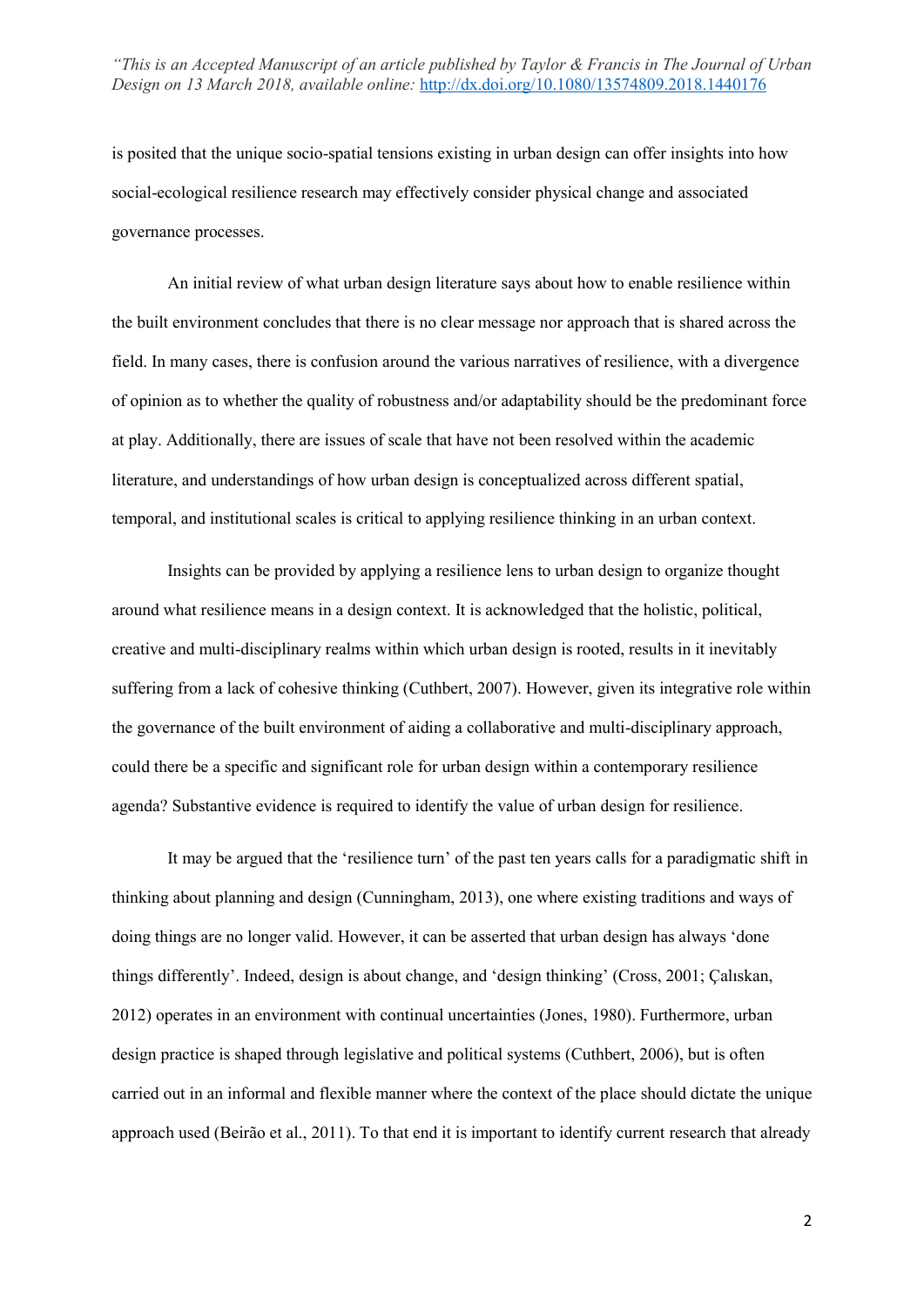is posited that the unique socio-spatial tensions existing in urban design can offer insights into how social-ecological resilience research may effectively consider physical change and associated governance processes.

An initial review of what urban design literature says about how to enable resilience within the built environment concludes that there is no clear message nor approach that is shared across the field. In many cases, there is confusion around the various narratives of resilience, with a divergence of opinion as to whether the quality of robustness and/or adaptability should be the predominant force at play. Additionally, there are issues of scale that have not been resolved within the academic literature, and understandings of how urban design is conceptualized across different spatial, temporal, and institutional scales is critical to applying resilience thinking in an urban context.

Insights can be provided by applying a resilience lens to urban design to organize thought around what resilience means in a design context. It is acknowledged that the holistic, political, creative and multi-disciplinary realms within which urban design is rooted, results in it inevitably suffering from a lack of cohesive thinking (Cuthbert, 2007). However, given its integrative role within the governance of the built environment of aiding a collaborative and multi-disciplinary approach, could there be a specific and significant role for urban design within a contemporary resilience agenda? Substantive evidence is required to identify the value of urban design for resilience.

It may be argued that the 'resilience turn' of the past ten years calls for a paradigmatic shift in thinking about planning and design (Cunningham, 2013), one where existing traditions and ways of doing things are no longer valid. However, it can be asserted that urban design has always 'done things differently'. Indeed, design is about change, and 'design thinking' (Cross, 2001; Çalıskan, 2012) operates in an environment with continual uncertainties (Jones, 1980). Furthermore, urban design practice is shaped through legislative and political systems (Cuthbert, 2006), but is often carried out in an informal and flexible manner where the context of the place should dictate the unique approach used (Beirão et al., 2011). To that end it is important to identify current research that already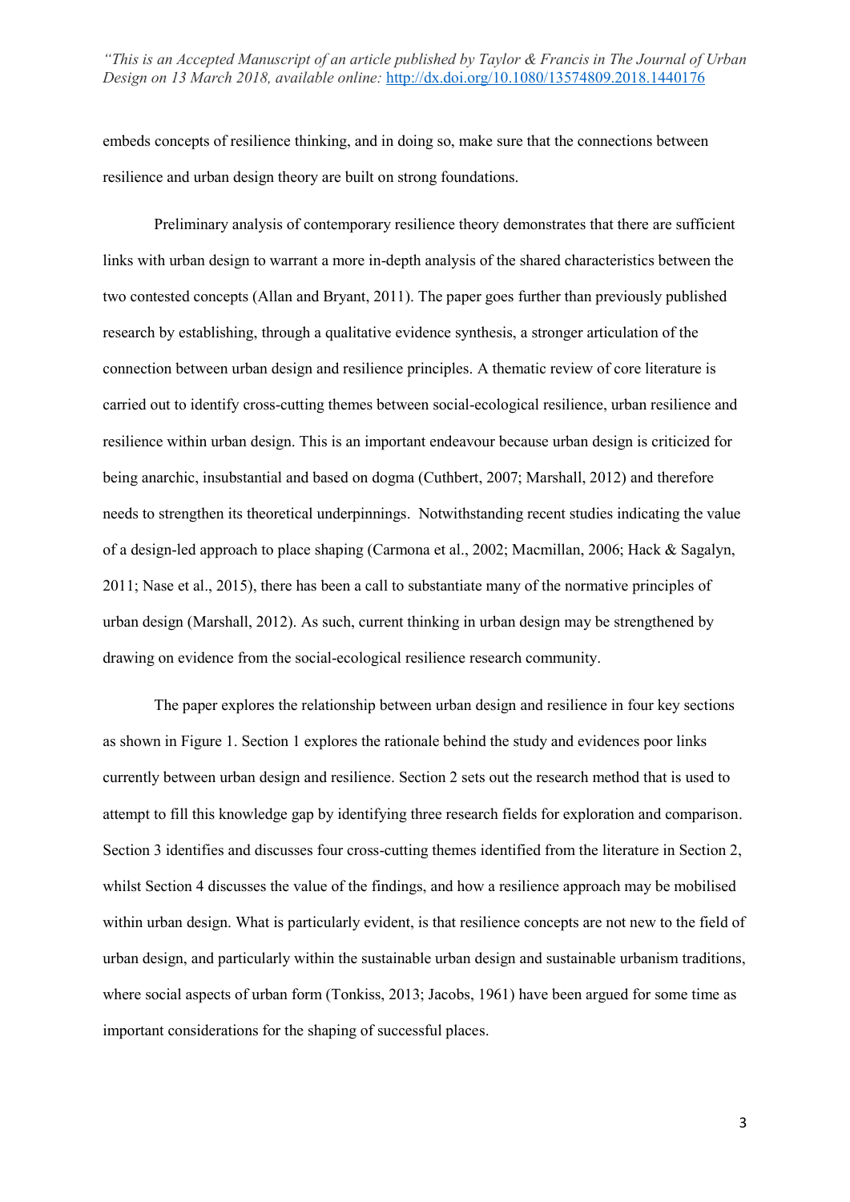embeds concepts of resilience thinking, and in doing so, make sure that the connections between resilience and urban design theory are built on strong foundations.

Preliminary analysis of contemporary resilience theory demonstrates that there are sufficient links with urban design to warrant a more in-depth analysis of the shared characteristics between the two contested concepts (Allan and Bryant, 2011). The paper goes further than previously published research by establishing, through a qualitative evidence synthesis, a stronger articulation of the connection between urban design and resilience principles. A thematic review of core literature is carried out to identify cross-cutting themes between social-ecological resilience, urban resilience and resilience within urban design. This is an important endeavour because urban design is criticized for being anarchic, insubstantial and based on dogma (Cuthbert, 2007; Marshall, 2012) and therefore needs to strengthen its theoretical underpinnings. Notwithstanding recent studies indicating the value of a design-led approach to place shaping (Carmona et al., 2002; Macmillan, 2006; Hack & Sagalyn, 2011; Nase et al., 2015), there has been a call to substantiate many of the normative principles of urban design (Marshall, 2012). As such, current thinking in urban design may be strengthened by drawing on evidence from the social-ecological resilience research community.

The paper explores the relationship between urban design and resilience in four key sections as shown in Figure 1. Section 1 explores the rationale behind the study and evidences poor links currently between urban design and resilience. Section 2 sets out the research method that is used to attempt to fill this knowledge gap by identifying three research fields for exploration and comparison. Section 3 identifies and discusses four cross-cutting themes identified from the literature in Section 2, whilst Section 4 discusses the value of the findings, and how a resilience approach may be mobilised within urban design. What is particularly evident, is that resilience concepts are not new to the field of urban design, and particularly within the sustainable urban design and sustainable urbanism traditions, where social aspects of urban form (Tonkiss, 2013; Jacobs, 1961) have been argued for some time as important considerations for the shaping of successful places.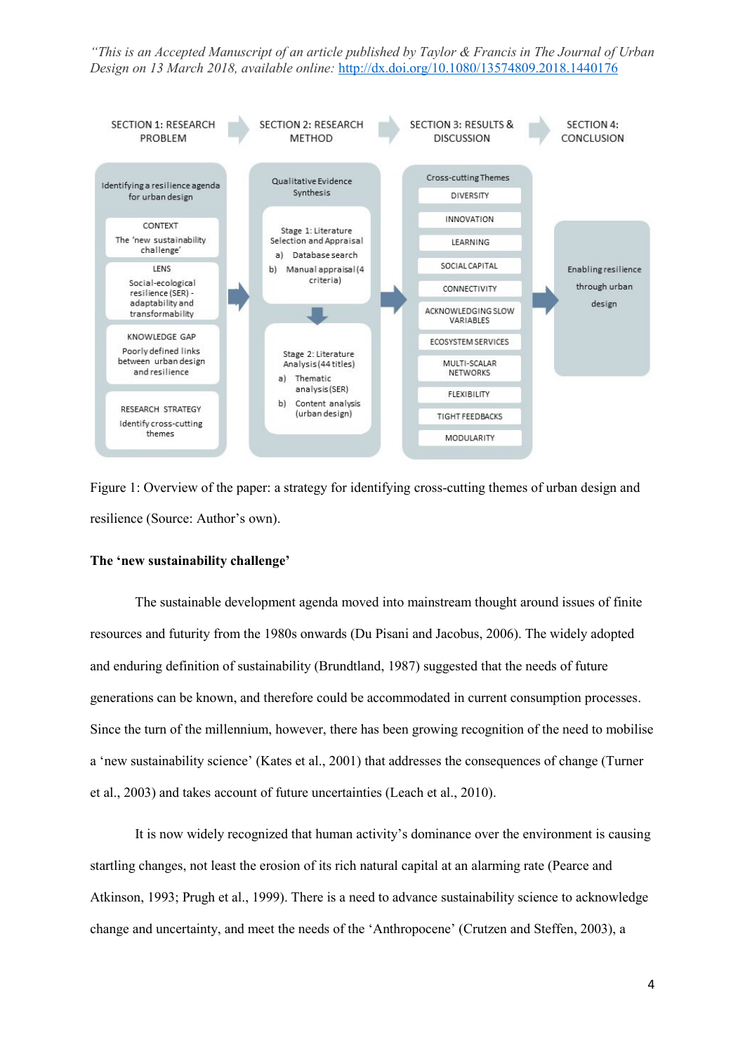Figure 1: Overview of the paper: a strategy for identifying cross-cutting themes of urban design and resilience (Source: Author's own).

### The 'new sustainability challenge'

The sustainable development agenda moved into mainstream thought around issues of finite resources and futurity from the 1980s onwards (Du Pisani and Jacobus, 2006). The widely adopted and enduring definition of sustainability (Brundtland, 1987) suggested that the needs of future generations can be known, and therefore could be accommodated in current consumption processes. Since the turn of the millennium, however, there has been growing recognition of the need to mobilise a 'new sustainability science' (Kates et al., 2001) that addresses the consequences of change (Turner et al., 2003) and takes account of future uncertainties (Leach et al., 2010).

It is now widely recognized that human activity's dominance over the environment is causing startling changes, not least the erosion of its rich natural capital at an alarming rate (Pearce and Atkinson, 1993; Prugh et al., 1999). There is a need to advance sustainability science to acknowledge change and uncertainty, and meet the needs of the 'Anthropocene' (Crutzen and Steffen, 2003), a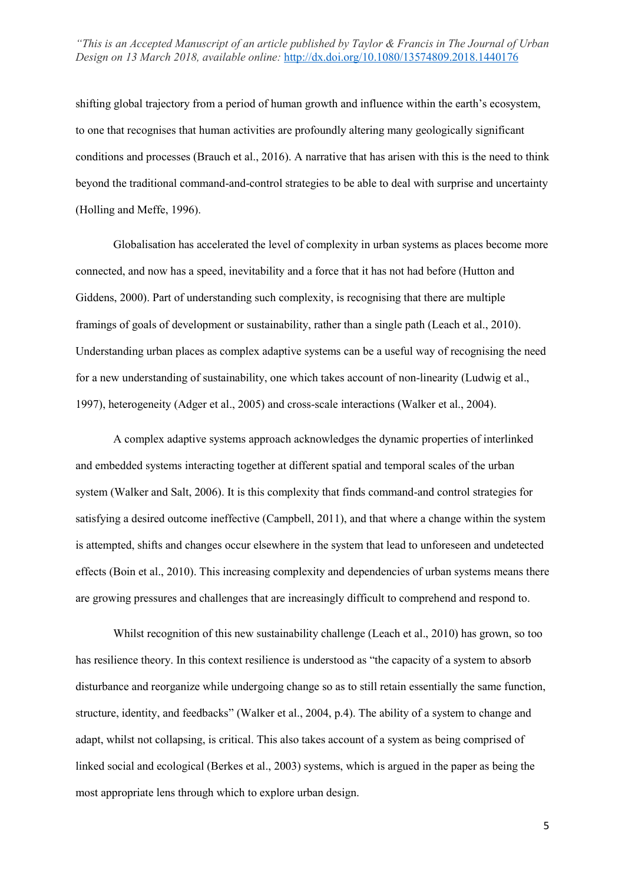shifting global trajectory from a period of human growth and influence within the earth's ecosystem, to one that recognises that human activities are profoundly altering many geologically significant conditions and processes (Brauch et al., 2016). A narrative that has arisen with this is the need to think beyond the traditional command-and-control strategies to be able to deal with surprise and uncertainty (Holling and Meffe, 1996).

Globalisation has accelerated the level of complexity in urban systems as places become more connected, and now has a speed, inevitability and a force that it has not had before (Hutton and Giddens, 2000). Part of understanding such complexity, is recognising that there are multiple framings of goals of development or sustainability, rather than a single path (Leach et al., 2010). Understanding urban places as complex adaptive systems can be a useful way of recognising the need for a new understanding of sustainability, one which takes account of non-linearity (Ludwig et al., 1997), heterogeneity (Adger et al., 2005) and cross-scale interactions (Walker et al., 2004).

A complex adaptive systems approach acknowledges the dynamic properties of interlinked and embedded systems interacting together at different spatial and temporal scales of the urban system (Walker and Salt, 2006). It is this complexity that finds command-and control strategies for satisfying a desired outcome ineffective (Campbell, 2011), and that where a change within the system is attempted, shifts and changes occur elsewhere in the system that lead to unforeseen and undetected effects (Boin et al., 2010). This increasing complexity and dependencies of urban systems means there are growing pressures and challenges that are increasingly difficult to comprehend and respond to.

Whilst recognition of this new sustainability challenge (Leach et al., 2010) has grown, so too has resilience theory. In this context resilience is understood as "the capacity of a system to absorb disturbance and reorganize while undergoing change so as to still retain essentially the same function, structure, identity, and feedbacks" (Walker et al., 2004, p.4). The ability of a system to change and adapt, whilst not collapsing, is critical. This also takes account of a system as being comprised of linked social and ecological (Berkes et al., 2003) systems, which is argued in the paper as being the most appropriate lens through which to explore urban design.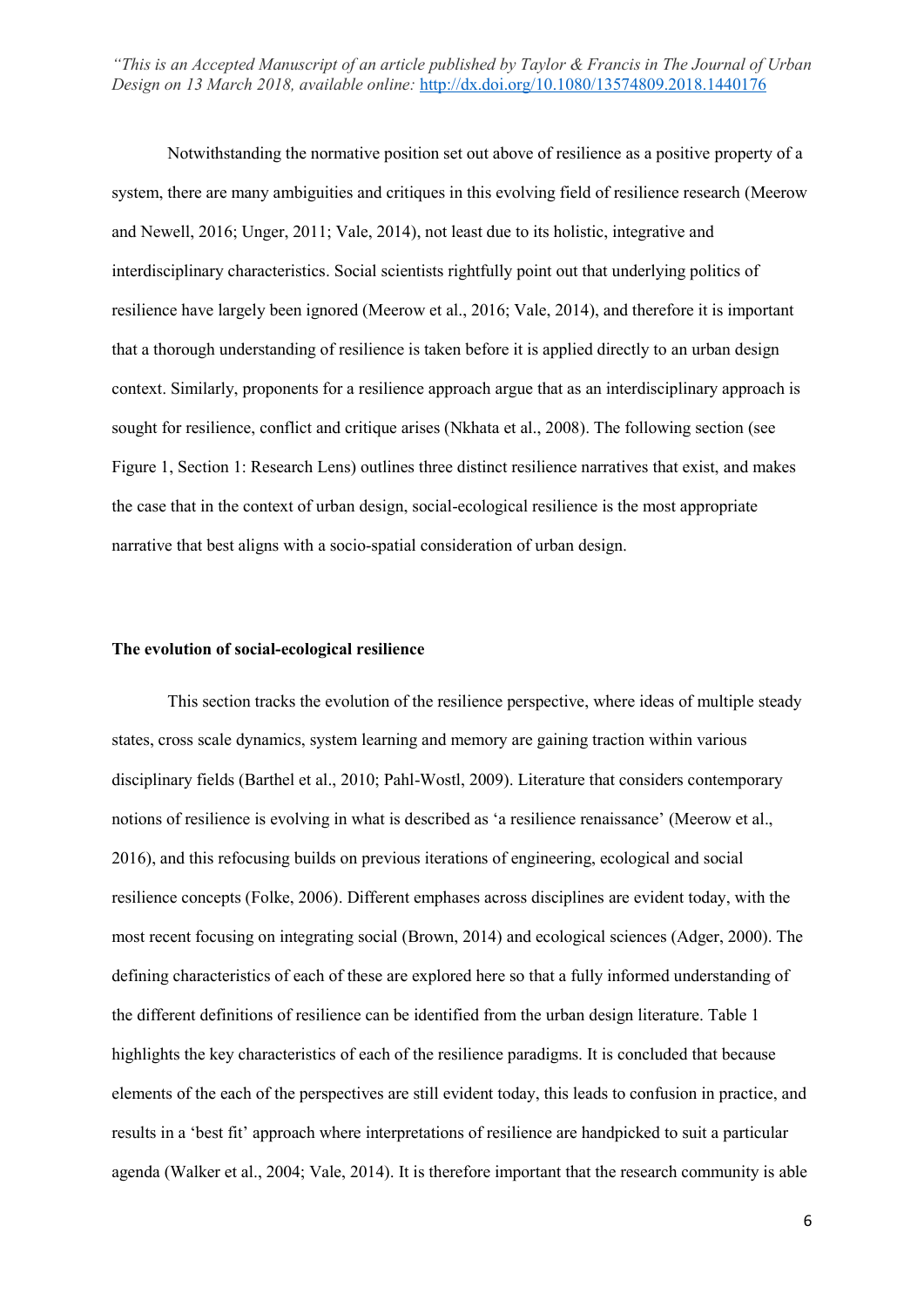Notwithstanding the normative position set out above of resilience as a positive property of a system, there are many ambiguities and critiques in this evolving field of resilience research (Meerow and Newell, 2016; Unger, 2011; Vale, 2014), not least due to its holistic, integrative and interdisciplinary characteristics. Social scientists rightfully point out that underlying politics of resilience have largely been ignored (Meerow et al., 2016; Vale, 2014), and therefore it is important that a thorough understanding of resilience is taken before it is applied directly to an urban design context. Similarly, proponents for a resilience approach argue that as an interdisciplinary approach is sought for resilience, conflict and critique arises (Nkhata et al., 2008). The following section (see Figure 1, Section 1: Research Lens) outlines three distinct resilience narratives that exist, and makes the case that in the context of urban design, social-ecological resilience is the most appropriate narrative that best aligns with a socio-spatial consideration of urban design.

**The evolution of social-ecological resilience**

This section tracks the evolution of the resilience perspective, where ideas of multiple steady states, cross scale dynamics, system learning and memory are gaining traction within various disciplinary fields (Barthel et al., 2010; Pahl-Wostl, 2009). Literature that considers contemporary notions of resilience is evolving in what is described as 'a resilience renaissance' (Meerow et al., 2016), and this refocusing builds on previous iterations of engineering, ecological and social resilience concepts (Folke, 2006). Different emphases across disciplines are evident today, with the most recent focusing on integrating social (Brown, 2014) and ecological sciences (Adger, 2000). The defining characteristics of each of these are explored here so that a fully informed understanding of the different definitions of resilience can be identified from the urban design literature. Table 1 highlights the key characteristics of each of the resilience paradigms. It is concluded that because elements of the each of the perspectives are still evident today, this leads to confusion in practice, and results in a 'best fit' approach where interpretations of resilience are handpicked to suit a particular agenda (Walker et al., 2004; Vale, 2014). It is therefore important that the research community is able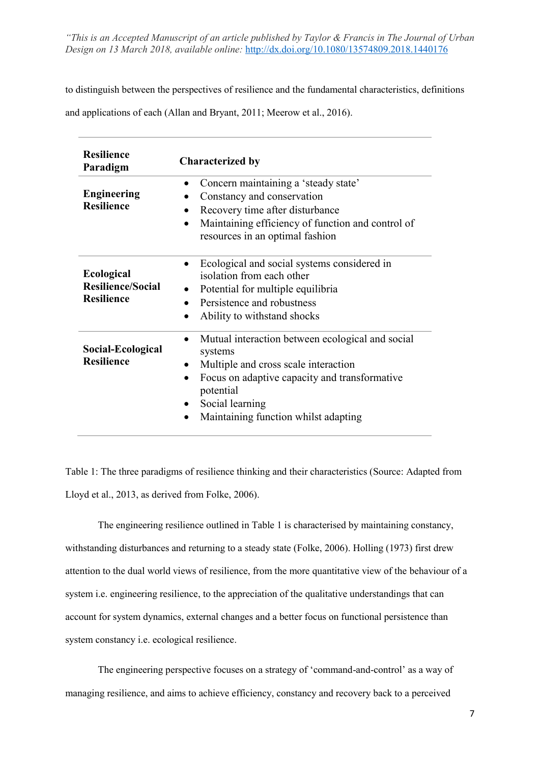to distinguish between the perspectives of resilience and the fundamental characteristics, definitions and applications of each (Allan and Bryant, 2011; Meerow et al., 2016).

| **Resilience Paradigm** | **Characterized by** |
|---|---|
| **Engineering Resilience** | • Concern maintaining a 'steady state'<br>• Constancy and conservation<br>• Recovery time after disturbance<br>• Maintaining efficiency of function and control of resources in an optimal fashion |
| **Ecological Resilience/Social Resilience** | • Ecological and social systems considered in isolation from each other<br>• Potential for multiple equilibria<br>• Persistence and robustness<br>• Ability to withstand shocks |
| **Social-Ecological Resilience** | • Mutual interaction between ecological and social systems<br>• Multiple and cross scale interaction<br>• Focus on adaptive capacity and transformative potential<br>• Social learning<br>• Maintaining function whilst adapting |

Table 1: The three paradigms of resilience thinking and their characteristics (Source: Adapted from Lloyd et al., 2013, as derived from Folke, 2006).

The engineering resilience outlined in Table 1 is characterised by maintaining constancy, withstanding disturbances and returning to a steady state (Folke, 2006). Holling (1973) first drew attention to the dual world views of resilience, from the more quantitative view of the behaviour of a system i.e. engineering resilience, to the appreciation of the qualitative understandings that can account for system dynamics, external changes and a better focus on functional persistence than system constancy i.e. ecological resilience.

The engineering perspective focuses on a strategy of 'command-and-control' as a way of managing resilience, and aims to achieve efficiency, constancy and recovery back to a perceived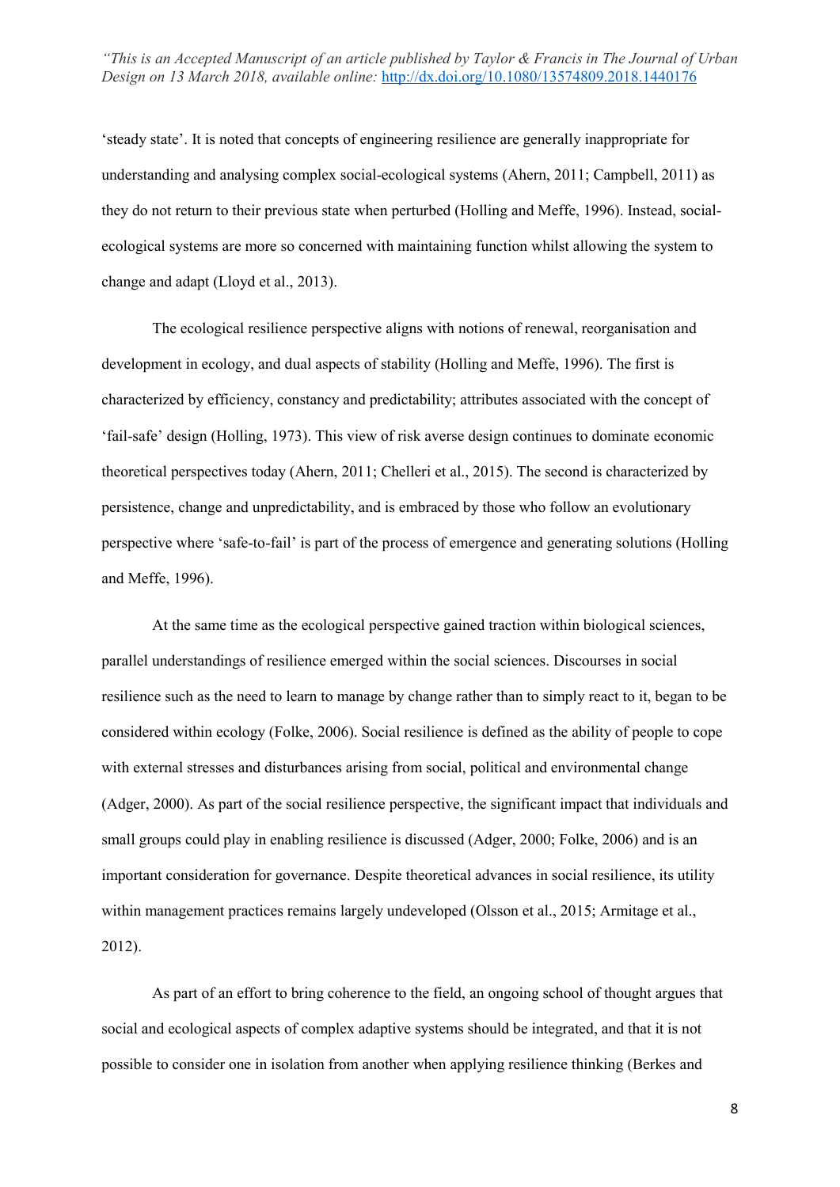'steady state'. It is noted that concepts of engineering resilience are generally inappropriate for understanding and analysing complex social-ecological systems (Ahern, 2011; Campbell, 2011) as they do not return to their previous state when perturbed (Holling and Meffe, 1996). Instead, social-ecological systems are more so concerned with maintaining function whilst allowing the system to change and adapt (Lloyd et al., 2013).

The ecological resilience perspective aligns with notions of renewal, reorganisation and development in ecology, and dual aspects of stability (Holling and Meffe, 1996). The first is characterized by efficiency, constancy and predictability; attributes associated with the concept of 'fail-safe' design (Holling, 1973). This view of risk averse design continues to dominate economic theoretical perspectives today (Ahern, 2011; Chelleri et al., 2015). The second is characterized by persistence, change and unpredictability, and is embraced by those who follow an evolutionary perspective where 'safe-to-fail' is part of the process of emergence and generating solutions (Holling and Meffe, 1996).

At the same time as the ecological perspective gained traction within biological sciences, parallel understandings of resilience emerged within the social sciences. Discourses in social resilience such as the need to learn to manage by change rather than to simply react to it, began to be considered within ecology (Folke, 2006). Social resilience is defined as the ability of people to cope with external stresses and disturbances arising from social, political and environmental change (Adger, 2000). As part of the social resilience perspective, the significant impact that individuals and small groups could play in enabling resilience is discussed (Adger, 2000; Folke, 2006) and is an important consideration for governance. Despite theoretical advances in social resilience, its utility within management practices remains largely undeveloped (Olsson et al., 2015; Armitage et al., 2012).

As part of an effort to bring coherence to the field, an ongoing school of thought argues that social and ecological aspects of complex adaptive systems should be integrated, and that it is not possible to consider one in isolation from another when applying resilience thinking (Berkes and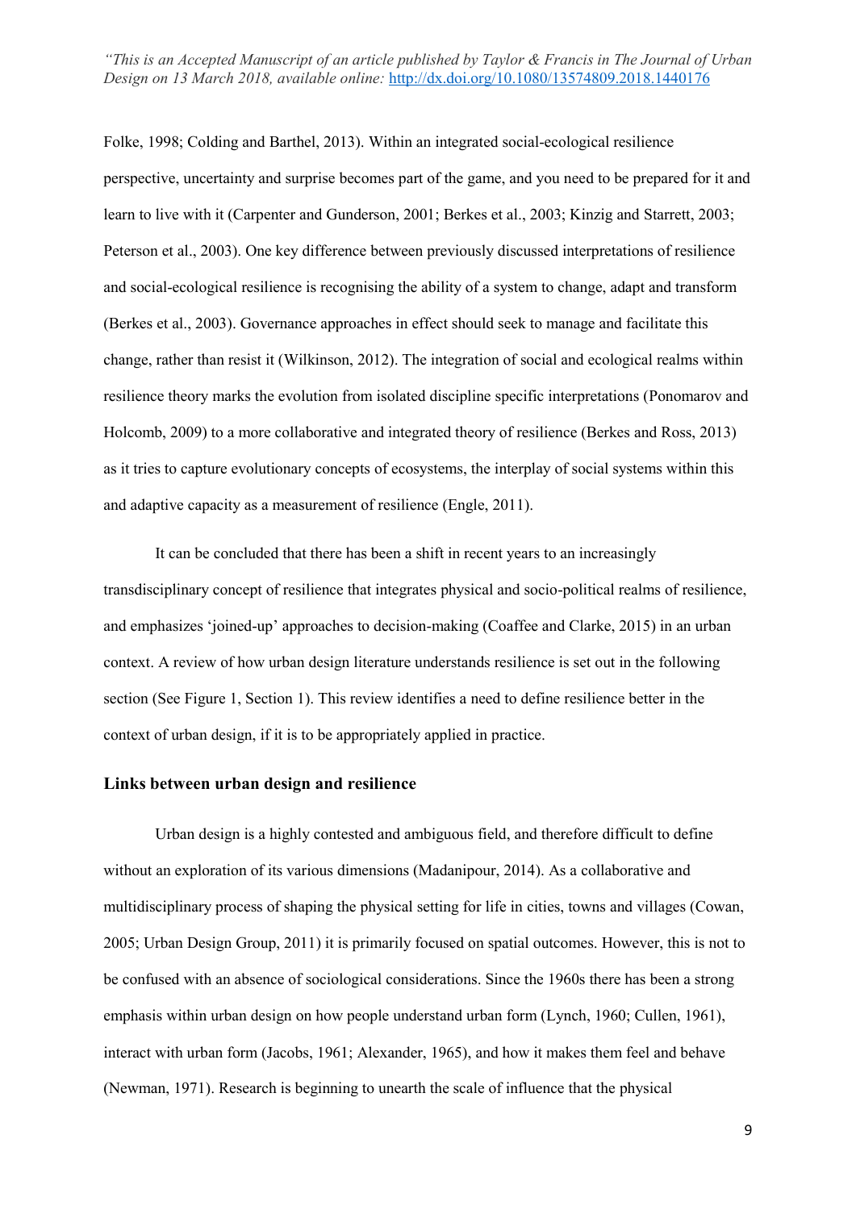Folke, 1998; Colding and Barthel, 2013). Within an integrated social-ecological resilience perspective, uncertainty and surprise becomes part of the game, and you need to be prepared for it and learn to live with it (Carpenter and Gunderson, 2001; Berkes et al., 2003; Kinzig and Starrett, 2003; Peterson et al., 2003). One key difference between previously discussed interpretations of resilience and social-ecological resilience is recognising the ability of a system to change, adapt and transform (Berkes et al., 2003). Governance approaches in effect should seek to manage and facilitate this change, rather than resist it (Wilkinson, 2012). The integration of social and ecological realms within resilience theory marks the evolution from isolated discipline specific interpretations (Ponomarov and Holcomb, 2009) to a more collaborative and integrated theory of resilience (Berkes and Ross, 2013) as it tries to capture evolutionary concepts of ecosystems, the interplay of social systems within this and adaptive capacity as a measurement of resilience (Engle, 2011).

It can be concluded that there has been a shift in recent years to an increasingly transdisciplinary concept of resilience that integrates physical and socio-political realms of resilience, and emphasizes 'joined-up' approaches to decision-making (Coaffee and Clarke, 2015) in an urban context. A review of how urban design literature understands resilience is set out in the following section (See Figure 1, Section 1). This review identifies a need to define resilience better in the context of urban design, if it is to be appropriately applied in practice.

## Links between urban design and resilience

Urban design is a highly contested and ambiguous field, and therefore difficult to define without an exploration of its various dimensions (Madanipour, 2014). As a collaborative and multidisciplinary process of shaping the physical setting for life in cities, towns and villages (Cowan, 2005; Urban Design Group, 2011) it is primarily focused on spatial outcomes. However, this is not to be confused with an absence of sociological considerations. Since the 1960s there has been a strong emphasis within urban design on how people understand urban form (Lynch, 1960; Cullen, 1961), interact with urban form (Jacobs, 1961; Alexander, 1965), and how it makes them feel and behave (Newman, 1971). Research is beginning to unearth the scale of influence that the physical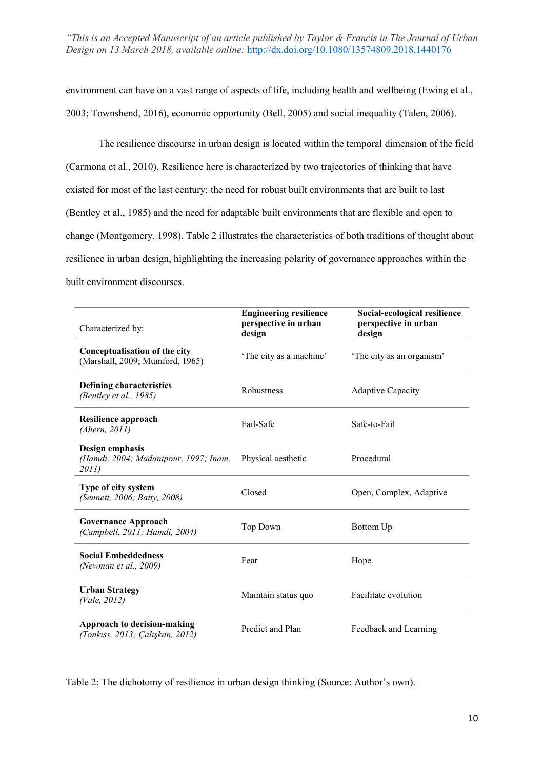environment can have on a vast range of aspects of life, including health and wellbeing (Ewing et al., 2003; Townshend, 2016), economic opportunity (Bell, 2005) and social inequality (Talen, 2006).

The resilience discourse in urban design is located within the temporal dimension of the field (Carmona et al., 2010). Resilience here is characterized by two trajectories of thinking that have existed for most of the last century: the need for robust built environments that are built to last (Bentley et al., 1985) and the need for adaptable built environments that are flexible and open to change (Montgomery, 1998). Table 2 illustrates the characteristics of both traditions of thought about resilience in urban design, highlighting the increasing polarity of governance approaches within the built environment discourses.

| Characterized by: | **Engineering resilience perspective in urban design** | **Social-ecological resilience perspective in urban design** |
|---|---|---|
| **Conceptualisation of the city** (Marshall, 2009; Mumford, 1965) | 'The city as a machine' | 'The city as an organism' |
| **Defining characteristics** *(Bentley et al., 1985)* | Robustness | Adaptive Capacity |
| **Resilience approach** *(Ahern, 2011)* | Fail-Safe | Safe-to-Fail |
| **Design emphasis** *(Hamdi, 2004; Madanipour, 1997; Inam, 2011)* | Physical aesthetic | Procedural |
| **Type of city system** *(Sennett, 2006; Batty, 2008)* | Closed | Open, Complex, Adaptive |
| **Governance Approach** *(Campbell, 2011; Hamdi, 2004)* | Top Down | Bottom Up |
| **Social Embeddedness** *(Newman et al., 2009)* | Fear | Hope |
| **Urban Strategy** *(Vale, 2012)* | Maintain status quo | Facilitate evolution |
| **Approach to decision-making** *(Tonkiss, 2013; Çalışkan, 2012)* | Predict and Plan | Feedback and Learning |

Table 2: The dichotomy of resilience in urban design thinking (Source: Author's own).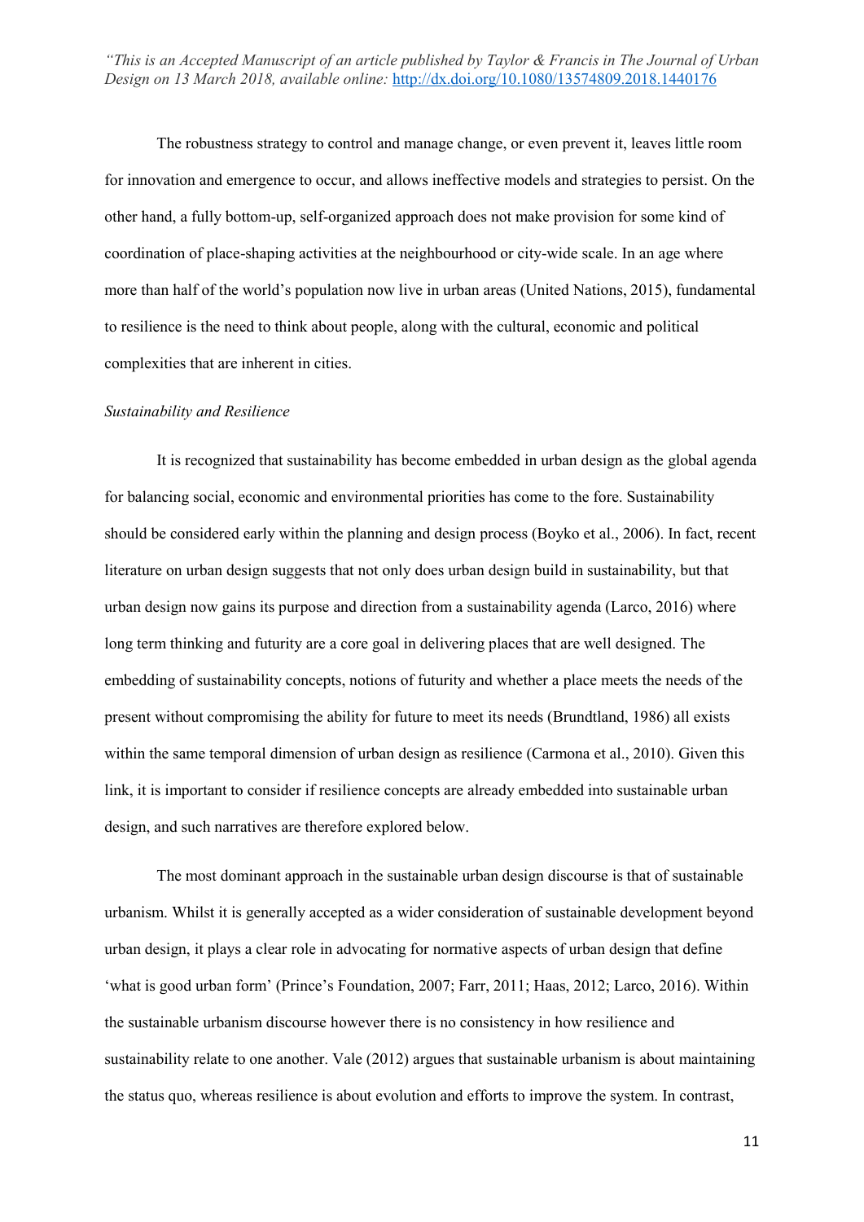The robustness strategy to control and manage change, or even prevent it, leaves little room for innovation and emergence to occur, and allows ineffective models and strategies to persist. On the other hand, a fully bottom-up, self-organized approach does not make provision for some kind of coordination of place-shaping activities at the neighbourhood or city-wide scale. In an age where more than half of the world's population now live in urban areas (United Nations, 2015), fundamental to resilience is the need to think about people, along with the cultural, economic and political complexities that are inherent in cities.

*Sustainability and Resilience*

It is recognized that sustainability has become embedded in urban design as the global agenda for balancing social, economic and environmental priorities has come to the fore. Sustainability should be considered early within the planning and design process (Boyko et al., 2006). In fact, recent literature on urban design suggests that not only does urban design build in sustainability, but that urban design now gains its purpose and direction from a sustainability agenda (Larco, 2016) where long term thinking and futurity are a core goal in delivering places that are well designed. The embedding of sustainability concepts, notions of futurity and whether a place meets the needs of the present without compromising the ability for future to meet its needs (Brundtland, 1986) all exists within the same temporal dimension of urban design as resilience (Carmona et al., 2010). Given this link, it is important to consider if resilience concepts are already embedded into sustainable urban design, and such narratives are therefore explored below.

The most dominant approach in the sustainable urban design discourse is that of sustainable urbanism. Whilst it is generally accepted as a wider consideration of sustainable development beyond urban design, it plays a clear role in advocating for normative aspects of urban design that define 'what is good urban form' (Prince's Foundation, 2007; Farr, 2011; Haas, 2012; Larco, 2016). Within the sustainable urbanism discourse however there is no consistency in how resilience and sustainability relate to one another. Vale (2012) argues that sustainable urbanism is about maintaining the status quo, whereas resilience is about evolution and efforts to improve the system. In contrast,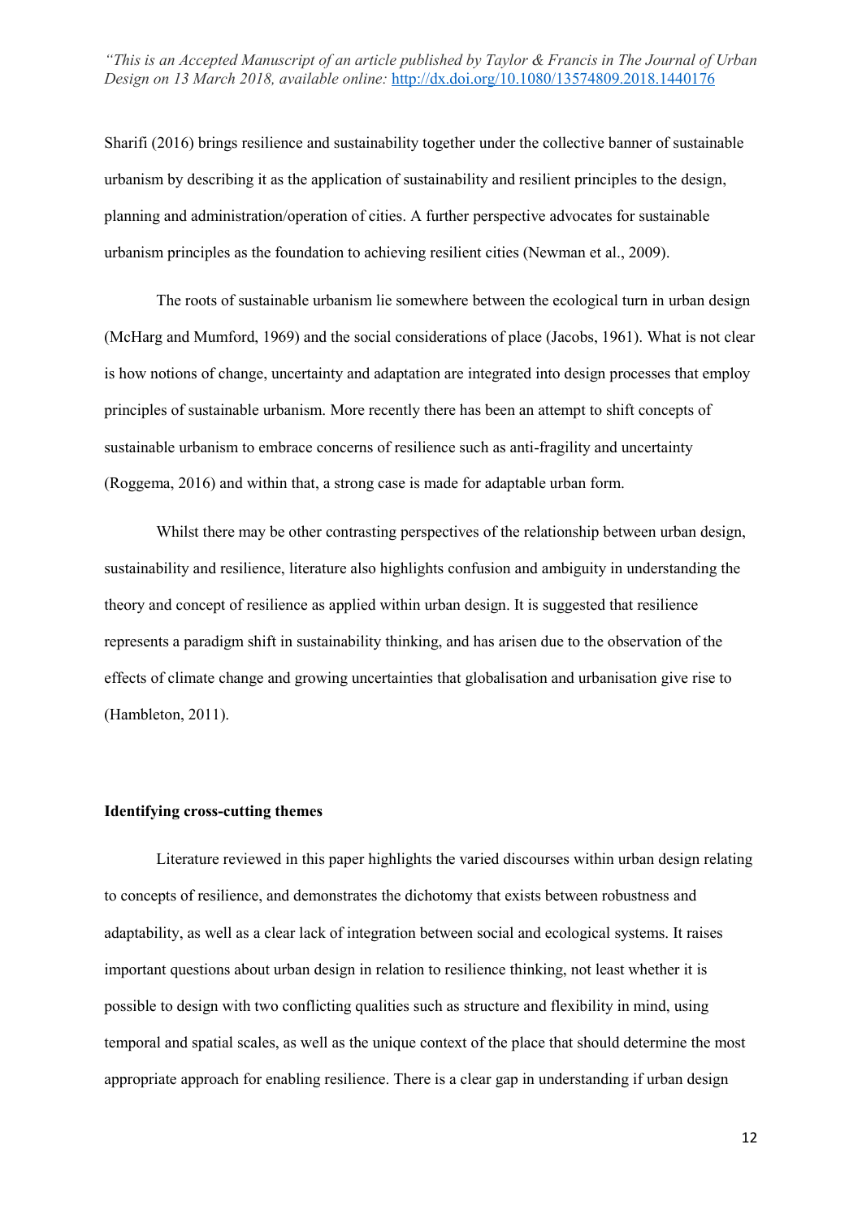Sharifi (2016) brings resilience and sustainability together under the collective banner of sustainable urbanism by describing it as the application of sustainability and resilient principles to the design, planning and administration/operation of cities. A further perspective advocates for sustainable urbanism principles as the foundation to achieving resilient cities (Newman et al., 2009).

The roots of sustainable urbanism lie somewhere between the ecological turn in urban design (McHarg and Mumford, 1969) and the social considerations of place (Jacobs, 1961). What is not clear is how notions of change, uncertainty and adaptation are integrated into design processes that employ principles of sustainable urbanism. More recently there has been an attempt to shift concepts of sustainable urbanism to embrace concerns of resilience such as anti-fragility and uncertainty (Roggema, 2016) and within that, a strong case is made for adaptable urban form.

Whilst there may be other contrasting perspectives of the relationship between urban design, sustainability and resilience, literature also highlights confusion and ambiguity in understanding the theory and concept of resilience as applied within urban design. It is suggested that resilience represents a paradigm shift in sustainability thinking, and has arisen due to the observation of the effects of climate change and growing uncertainties that globalisation and urbanisation give rise to (Hambleton, 2011).

**Identifying cross-cutting themes**

Literature reviewed in this paper highlights the varied discourses within urban design relating to concepts of resilience, and demonstrates the dichotomy that exists between robustness and adaptability, as well as a clear lack of integration between social and ecological systems. It raises important questions about urban design in relation to resilience thinking, not least whether it is possible to design with two conflicting qualities such as structure and flexibility in mind, using temporal and spatial scales, as well as the unique context of the place that should determine the most appropriate approach for enabling resilience. There is a clear gap in understanding if urban design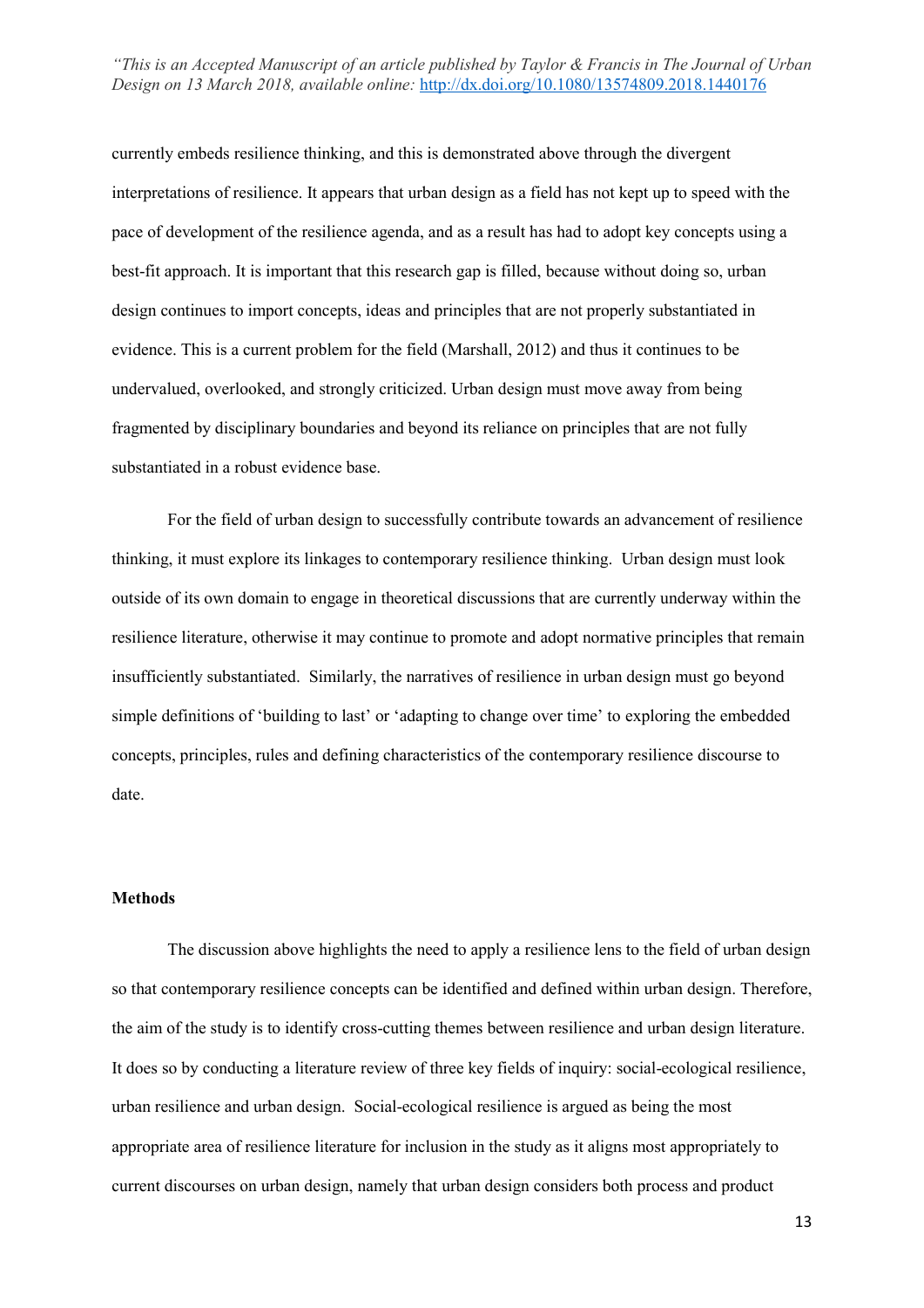currently embeds resilience thinking, and this is demonstrated above through the divergent interpretations of resilience. It appears that urban design as a field has not kept up to speed with the pace of development of the resilience agenda, and as a result has had to adopt key concepts using a best-fit approach. It is important that this research gap is filled, because without doing so, urban design continues to import concepts, ideas and principles that are not properly substantiated in evidence. This is a current problem for the field (Marshall, 2012) and thus it continues to be undervalued, overlooked, and strongly criticized. Urban design must move away from being fragmented by disciplinary boundaries and beyond its reliance on principles that are not fully substantiated in a robust evidence base.

For the field of urban design to successfully contribute towards an advancement of resilience thinking, it must explore its linkages to contemporary resilience thinking. Urban design must look outside of its own domain to engage in theoretical discussions that are currently underway within the resilience literature, otherwise it may continue to promote and adopt normative principles that remain insufficiently substantiated. Similarly, the narratives of resilience in urban design must go beyond simple definitions of 'building to last' or 'adapting to change over time' to exploring the embedded concepts, principles, rules and defining characteristics of the contemporary resilience discourse to date.

**Methods**

The discussion above highlights the need to apply a resilience lens to the field of urban design so that contemporary resilience concepts can be identified and defined within urban design. Therefore, the aim of the study is to identify cross-cutting themes between resilience and urban design literature. It does so by conducting a literature review of three key fields of inquiry: social-ecological resilience, urban resilience and urban design. Social-ecological resilience is argued as being the most appropriate area of resilience literature for inclusion in the study as it aligns most appropriately to current discourses on urban design, namely that urban design considers both process and product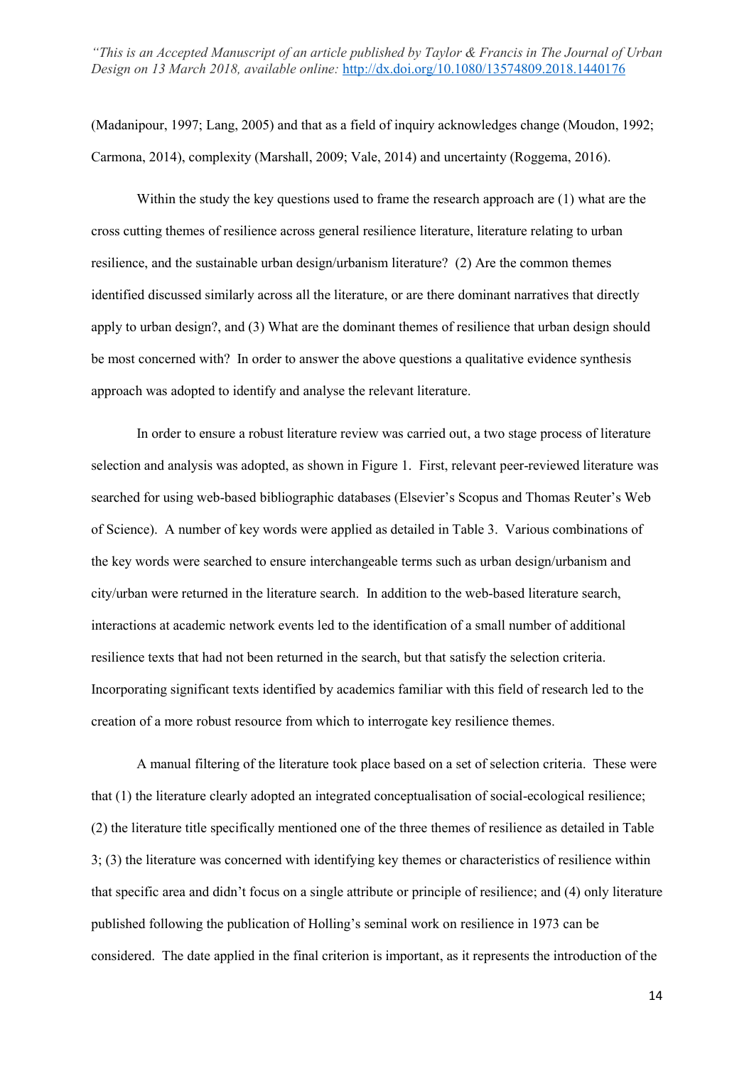(Madanipour, 1997; Lang, 2005) and that as a field of inquiry acknowledges change (Moudon, 1992; Carmona, 2014), complexity (Marshall, 2009; Vale, 2014) and uncertainty (Roggema, 2016).

Within the study the key questions used to frame the research approach are (1) what are the cross cutting themes of resilience across general resilience literature, literature relating to urban resilience, and the sustainable urban design/urbanism literature? (2) Are the common themes identified discussed similarly across all the literature, or are there dominant narratives that directly apply to urban design?, and (3) What are the dominant themes of resilience that urban design should be most concerned with? In order to answer the above questions a qualitative evidence synthesis approach was adopted to identify and analyse the relevant literature.

In order to ensure a robust literature review was carried out, a two stage process of literature selection and analysis was adopted, as shown in Figure 1. First, relevant peer-reviewed literature was searched for using web-based bibliographic databases (Elsevier's Scopus and Thomas Reuter's Web of Science). A number of key words were applied as detailed in Table 3. Various combinations of the key words were searched to ensure interchangeable terms such as urban design/urbanism and city/urban were returned in the literature search. In addition to the web-based literature search, interactions at academic network events led to the identification of a small number of additional resilience texts that had not been returned in the search, but that satisfy the selection criteria. Incorporating significant texts identified by academics familiar with this field of research led to the creation of a more robust resource from which to interrogate key resilience themes.

A manual filtering of the literature took place based on a set of selection criteria. These were that (1) the literature clearly adopted an integrated conceptualisation of social-ecological resilience; (2) the literature title specifically mentioned one of the three themes of resilience as detailed in Table 3; (3) the literature was concerned with identifying key themes or characteristics of resilience within that specific area and didn't focus on a single attribute or principle of resilience; and (4) only literature published following the publication of Holling's seminal work on resilience in 1973 can be considered. The date applied in the final criterion is important, as it represents the introduction of the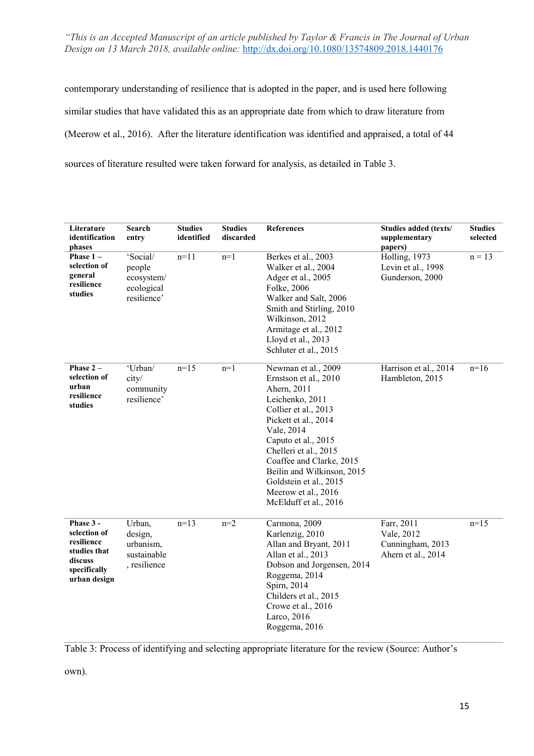contemporary understanding of resilience that is adopted in the paper, and is used here following similar studies that have validated this as an appropriate date from which to draw literature from (Meerow et al., 2016). After the literature identification was identified and appraised, a total of 44 sources of literature resulted were taken forward for analysis, as detailed in Table 3.

| Literature identification phases | Search entry | Studies identified | Studies discarded | References | Studies added (texts/ supplementary papers) | Studies selected |
|---|---|---|---|---|---|---|
| **Phase 1 – selection of general resilience studies** | 'Social/ people ecosystem/ ecological resilience' | n=11 | n=1 | Berkes et al., 2003<br>Walker et al., 2004<br>Adger et al., 2005<br>Folke, 2006<br>Walker and Salt, 2006<br>Smith and Stirling, 2010<br>Wilkinson, 2012<br>Armitage et al., 2012<br>Lloyd et al., 2013<br>Schluter et al., 2015 | Holling, 1973<br>Levin et al., 1998<br>Gunderson, 2000 | n = 13 |
| **Phase 2 – selection of urban resilience studies** | 'Urban/ city/ community resilience' | n=15 | n=1 | Newman et al., 2009<br>Ernstson et al., 2010<br>Ahern, 2011<br>Leichenko, 2011<br>Collier et al., 2013<br>Pickett et al., 2014<br>Vale, 2014<br>Caputo et al., 2015<br>Chelleri et al., 2015<br>Coaffee and Clarke, 2015<br>Beilin and Wilkinson, 2015<br>Goldstein et al., 2015<br>Meerow et al., 2016<br>McElduff et al., 2016 | Harrison et al., 2014<br>Hambleton, 2015 | n=16 |
| **Phase 3 - selection of resilience studies that discuss specifically urban design** | Urban, design, urbanism, sustainable, resilience | n=13 | n=2 | Carmona, 2009<br>Karlenzig, 2010<br>Allan and Bryant, 2011<br>Allan et al., 2013<br>Dobson and Jorgensen, 2014<br>Roggema, 2014<br>Spirn, 2014<br>Childers et al., 2015<br>Crowe et al., 2016<br>Larco, 2016<br>Roggema, 2016 | Farr, 2011<br>Vale, 2012<br>Cunningham, 2013<br>Ahern et al., 2014 | n=15 |

Table 3: Process of identifying and selecting appropriate literature for the review (Source: Author's own).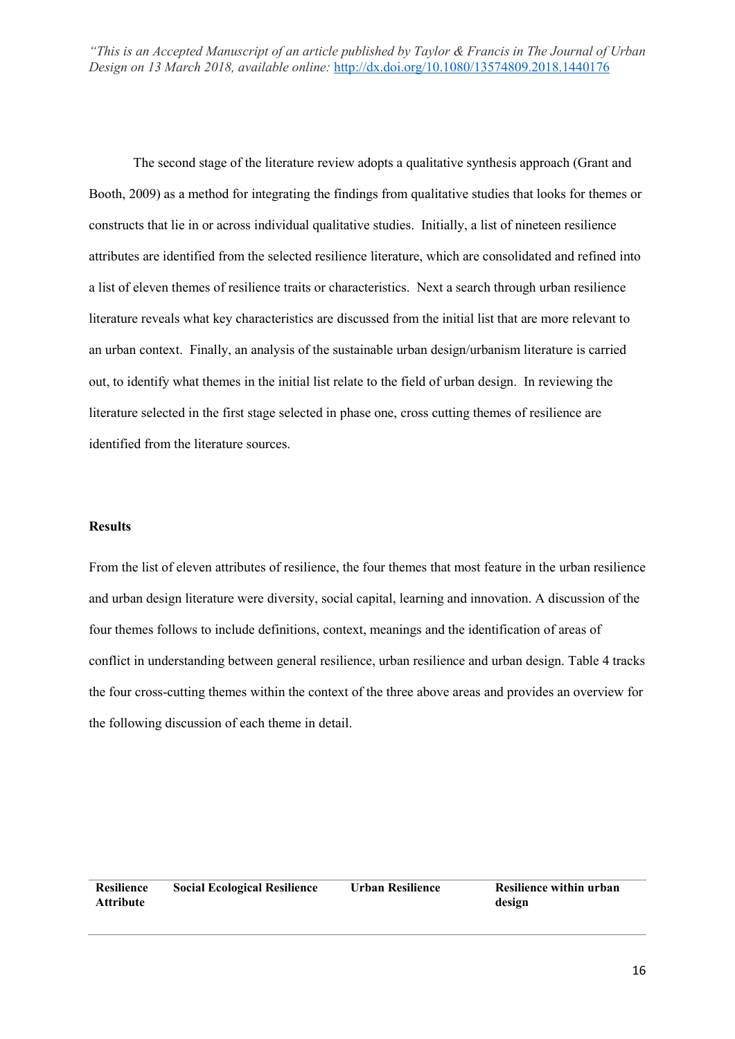The second stage of the literature review adopts a qualitative synthesis approach (Grant and Booth, 2009) as a method for integrating the findings from qualitative studies that looks for themes or constructs that lie in or across individual qualitative studies. Initially, a list of nineteen resilience attributes are identified from the selected resilience literature, which are consolidated and refined into a list of eleven themes of resilience traits or characteristics. Next a search through urban resilience literature reveals what key characteristics are discussed from the initial list that are more relevant to an urban context. Finally, an analysis of the sustainable urban design/urbanism literature is carried out, to identify what themes in the initial list relate to the field of urban design. In reviewing the literature selected in the first stage selected in phase one, cross cutting themes of resilience are identified from the literature sources.

**Results**

From the list of eleven attributes of resilience, the four themes that most feature in the urban resilience and urban design literature were diversity, social capital, learning and innovation. A discussion of the four themes follows to include definitions, context, meanings and the identification of areas of conflict in understanding between general resilience, urban resilience and urban design. Table 4 tracks the four cross-cutting themes within the context of the three above areas and provides an overview for the following discussion of each theme in detail.

| Resilience Attribute | Social Ecological Resilience | Urban Resilience | Resilience within urban design |
| --- | --- | --- | --- |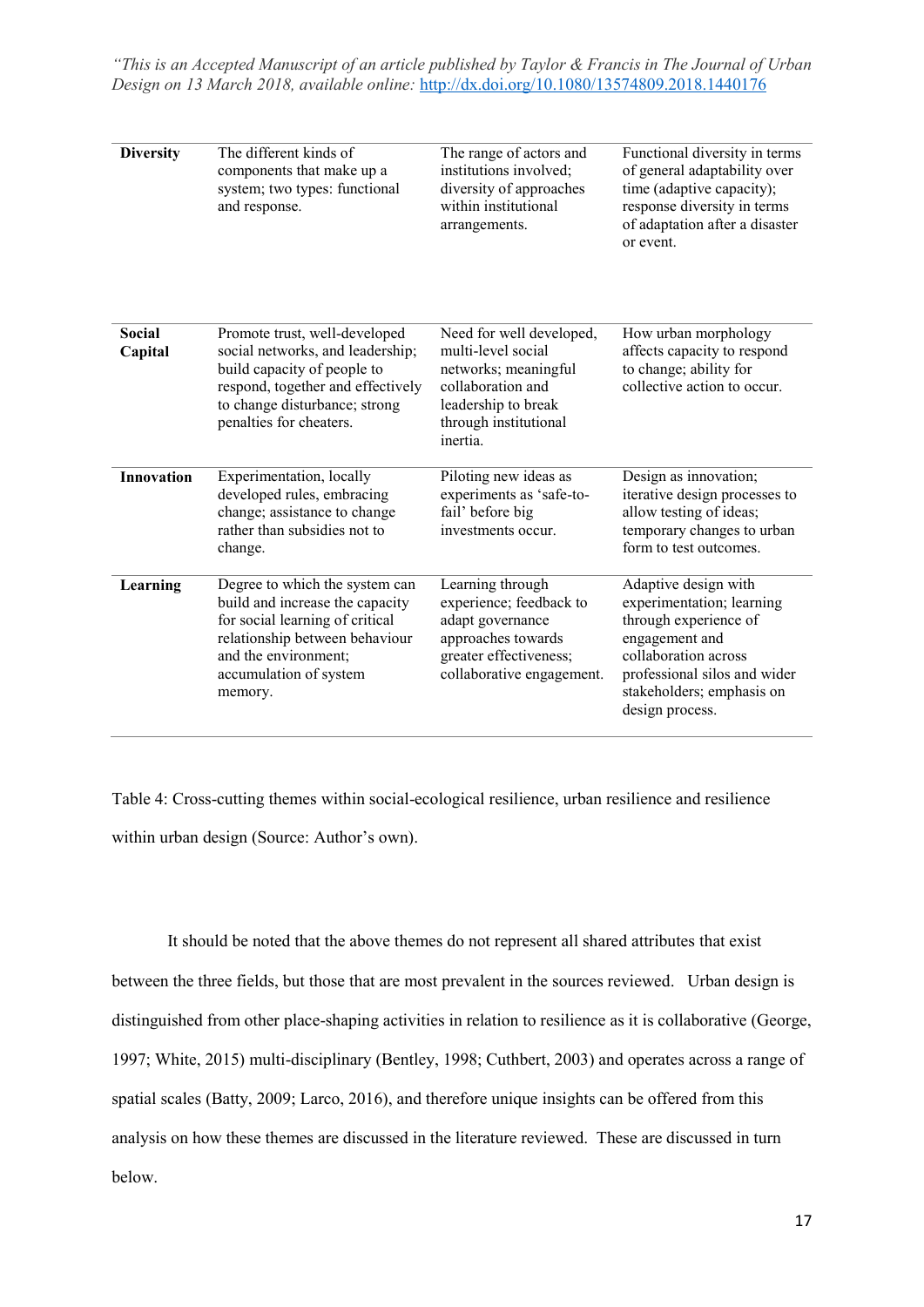*"This is an Accepted Manuscript of an article published by Taylor & Francis in The Journal of Urban Design on 13 March 2018, available online:* http://dx.doi.org/10.1080/13574809.2018.1440176

| | | | |
|---|---|---|---|
| **Diversity** | The different kinds of components that make up a system; two types: functional and response. | The range of actors and institutions involved; diversity of approaches within institutional arrangements. | Functional diversity in terms of general adaptability over time (adaptive capacity); response diversity in terms of adaptation after a disaster or event. |
| **Social Capital** | Promote trust, well-developed social networks, and leadership; build capacity of people to respond, together and effectively to change disturbance; strong penalties for cheaters. | Need for well developed, multi-level social networks; meaningful collaboration and leadership to break through institutional inertia. | How urban morphology affects capacity to respond to change; ability for collective action to occur. |
| **Innovation** | Experimentation, locally developed rules, embracing change; assistance to change rather than subsidies not to change. | Piloting new ideas as experiments as 'safe-to-fail' before big investments occur. | Design as innovation; iterative design processes to allow testing of ideas; temporary changes to urban form to test outcomes. |
| **Learning** | Degree to which the system can build and increase the capacity for social learning of critical relationship between behaviour and the environment; accumulation of system memory. | Learning through experience; feedback to adapt governance approaches towards greater effectiveness; collaborative engagement. | Adaptive design with experimentation; learning through experience of engagement and collaboration across professional silos and wider stakeholders; emphasis on design process. |

Table 4: Cross-cutting themes within social-ecological resilience, urban resilience and resilience within urban design (Source: Author's own).

It should be noted that the above themes do not represent all shared attributes that exist between the three fields, but those that are most prevalent in the sources reviewed. Urban design is distinguished from other place-shaping activities in relation to resilience as it is collaborative (George, 1997; White, 2015) multi-disciplinary (Bentley, 1998; Cuthbert, 2003) and operates across a range of spatial scales (Batty, 2009; Larco, 2016), and therefore unique insights can be offered from this analysis on how these themes are discussed in the literature reviewed. These are discussed in turn below.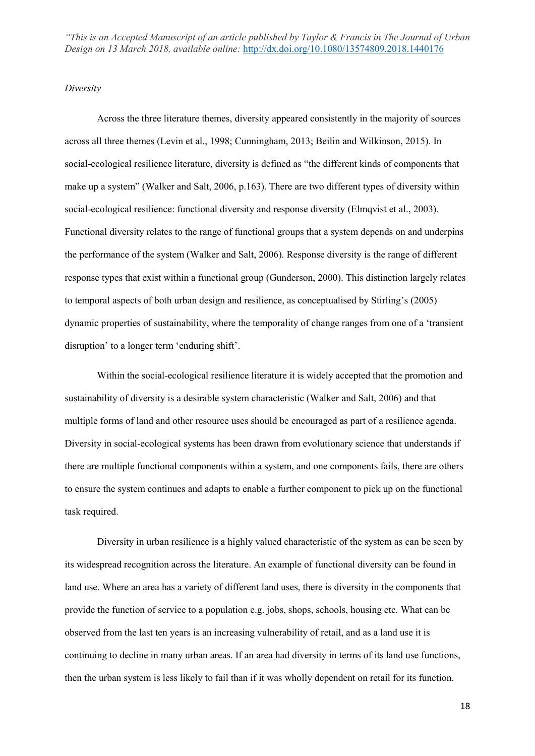*Diversity*

Across the three literature themes, diversity appeared consistently in the majority of sources across all three themes (Levin et al., 1998; Cunningham, 2013; Beilin and Wilkinson, 2015). In social-ecological resilience literature, diversity is defined as "the different kinds of components that make up a system" (Walker and Salt, 2006, p.163). There are two different types of diversity within social-ecological resilience: functional diversity and response diversity (Elmqvist et al., 2003). Functional diversity relates to the range of functional groups that a system depends on and underpins the performance of the system (Walker and Salt, 2006). Response diversity is the range of different response types that exist within a functional group (Gunderson, 2000). This distinction largely relates to temporal aspects of both urban design and resilience, as conceptualised by Stirling's (2005) dynamic properties of sustainability, where the temporality of change ranges from one of a 'transient disruption' to a longer term 'enduring shift'.

Within the social-ecological resilience literature it is widely accepted that the promotion and sustainability of diversity is a desirable system characteristic (Walker and Salt, 2006) and that multiple forms of land and other resource uses should be encouraged as part of a resilience agenda. Diversity in social-ecological systems has been drawn from evolutionary science that understands if there are multiple functional components within a system, and one components fails, there are others to ensure the system continues and adapts to enable a further component to pick up on the functional task required.

Diversity in urban resilience is a highly valued characteristic of the system as can be seen by its widespread recognition across the literature. An example of functional diversity can be found in land use. Where an area has a variety of different land uses, there is diversity in the components that provide the function of service to a population e.g. jobs, shops, schools, housing etc. What can be observed from the last ten years is an increasing vulnerability of retail, and as a land use it is continuing to decline in many urban areas. If an area had diversity in terms of its land use functions, then the urban system is less likely to fail than if it was wholly dependent on retail for its function.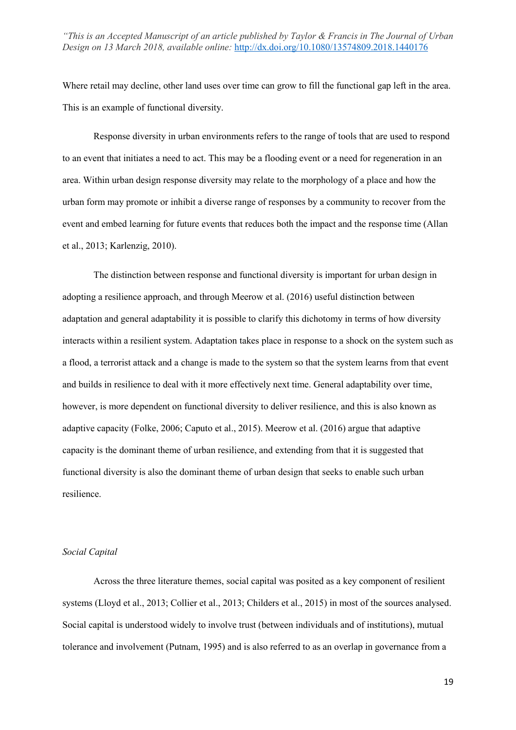Where retail may decline, other land uses over time can grow to fill the functional gap left in the area. This is an example of functional diversity.

Response diversity in urban environments refers to the range of tools that are used to respond to an event that initiates a need to act. This may be a flooding event or a need for regeneration in an area. Within urban design response diversity may relate to the morphology of a place and how the urban form may promote or inhibit a diverse range of responses by a community to recover from the event and embed learning for future events that reduces both the impact and the response time (Allan et al., 2013; Karlenzig, 2010).

The distinction between response and functional diversity is important for urban design in adopting a resilience approach, and through Meerow et al. (2016) useful distinction between adaptation and general adaptability it is possible to clarify this dichotomy in terms of how diversity interacts within a resilient system. Adaptation takes place in response to a shock on the system such as a flood, a terrorist attack and a change is made to the system so that the system learns from that event and builds in resilience to deal with it more effectively next time. General adaptability over time, however, is more dependent on functional diversity to deliver resilience, and this is also known as adaptive capacity (Folke, 2006; Caputo et al., 2015). Meerow et al. (2016) argue that adaptive capacity is the dominant theme of urban resilience, and extending from that it is suggested that functional diversity is also the dominant theme of urban design that seeks to enable such urban resilience.

*Social Capital*

Across the three literature themes, social capital was posited as a key component of resilient systems (Lloyd et al., 2013; Collier et al., 2013; Childers et al., 2015) in most of the sources analysed. Social capital is understood widely to involve trust (between individuals and of institutions), mutual tolerance and involvement (Putnam, 1995) and is also referred to as an overlap in governance from a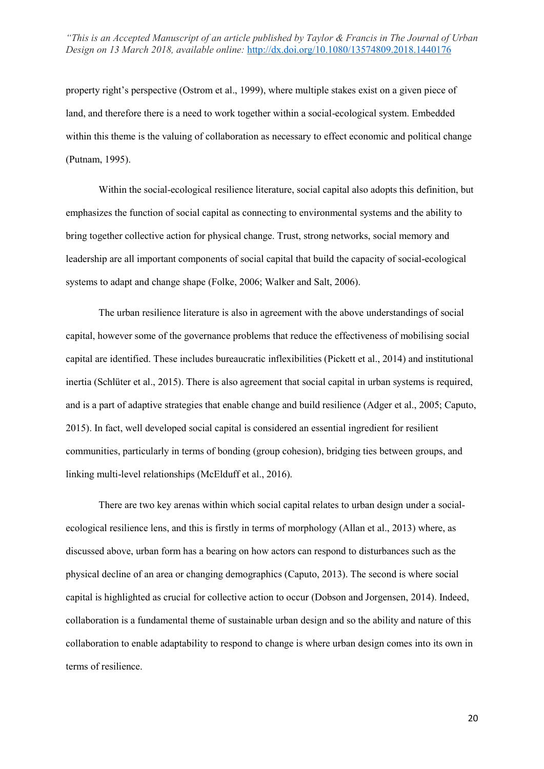property right's perspective (Ostrom et al., 1999), where multiple stakes exist on a given piece of land, and therefore there is a need to work together within a social-ecological system. Embedded within this theme is the valuing of collaboration as necessary to effect economic and political change (Putnam, 1995).

Within the social-ecological resilience literature, social capital also adopts this definition, but emphasizes the function of social capital as connecting to environmental systems and the ability to bring together collective action for physical change. Trust, strong networks, social memory and leadership are all important components of social capital that build the capacity of social-ecological systems to adapt and change shape (Folke, 2006; Walker and Salt, 2006).

The urban resilience literature is also in agreement with the above understandings of social capital, however some of the governance problems that reduce the effectiveness of mobilising social capital are identified. These includes bureaucratic inflexibilities (Pickett et al., 2014) and institutional inertia (Schlüter et al., 2015). There is also agreement that social capital in urban systems is required, and is a part of adaptive strategies that enable change and build resilience (Adger et al., 2005; Caputo, 2015). In fact, well developed social capital is considered an essential ingredient for resilient communities, particularly in terms of bonding (group cohesion), bridging ties between groups, and linking multi-level relationships (McElduff et al., 2016).

There are two key arenas within which social capital relates to urban design under a social-ecological resilience lens, and this is firstly in terms of morphology (Allan et al., 2013) where, as discussed above, urban form has a bearing on how actors can respond to disturbances such as the physical decline of an area or changing demographics (Caputo, 2013). The second is where social capital is highlighted as crucial for collective action to occur (Dobson and Jorgensen, 2014). Indeed, collaboration is a fundamental theme of sustainable urban design and so the ability and nature of this collaboration to enable adaptability to respond to change is where urban design comes into its own in terms of resilience.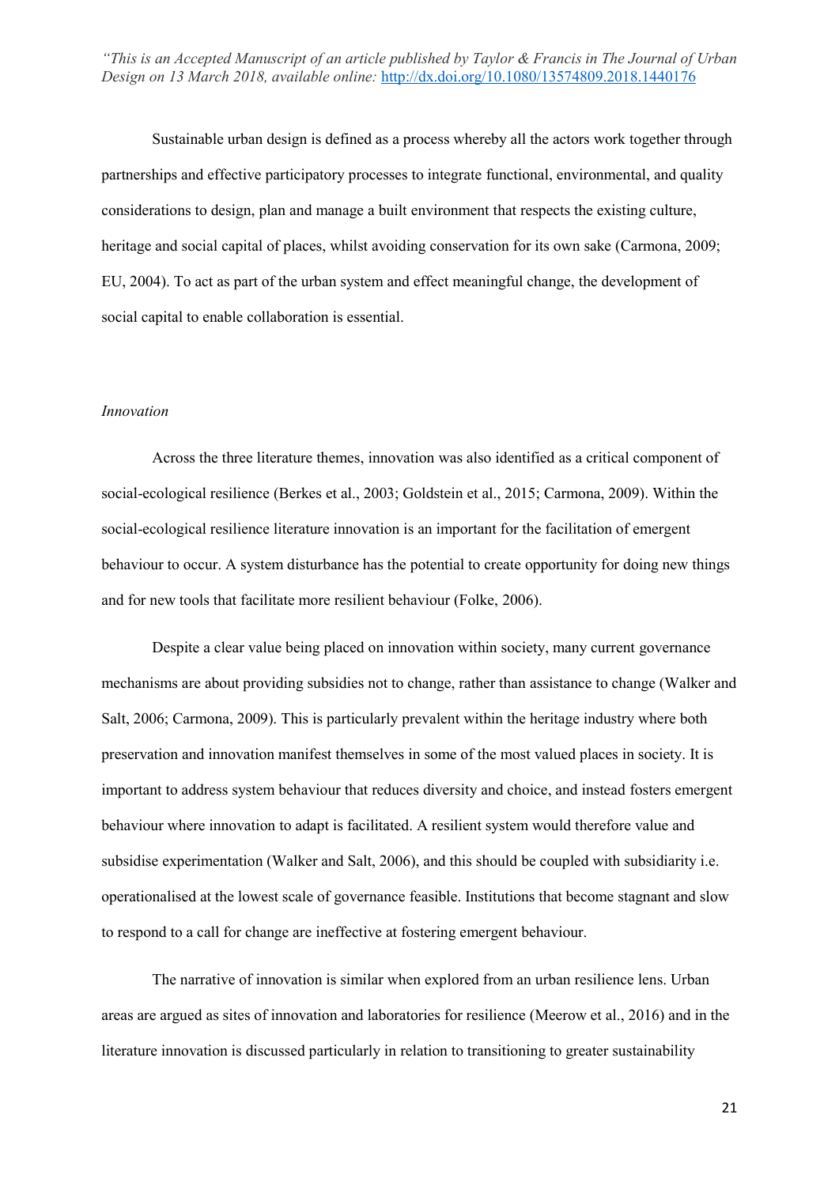Sustainable urban design is defined as a process whereby all the actors work together through partnerships and effective participatory processes to integrate functional, environmental, and quality considerations to design, plan and manage a built environment that respects the existing culture, heritage and social capital of places, whilst avoiding conservation for its own sake (Carmona, 2009; EU, 2004). To act as part of the urban system and effect meaningful change, the development of social capital to enable collaboration is essential.

*Innovation*

Across the three literature themes, innovation was also identified as a critical component of social-ecological resilience (Berkes et al., 2003; Goldstein et al., 2015; Carmona, 2009). Within the social-ecological resilience literature innovation is an important for the facilitation of emergent behaviour to occur. A system disturbance has the potential to create opportunity for doing new things and for new tools that facilitate more resilient behaviour (Folke, 2006).

Despite a clear value being placed on innovation within society, many current governance mechanisms are about providing subsidies not to change, rather than assistance to change (Walker and Salt, 2006; Carmona, 2009). This is particularly prevalent within the heritage industry where both preservation and innovation manifest themselves in some of the most valued places in society. It is important to address system behaviour that reduces diversity and choice, and instead fosters emergent behaviour where innovation to adapt is facilitated. A resilient system would therefore value and subsidise experimentation (Walker and Salt, 2006), and this should be coupled with subsidiarity i.e. operationalised at the lowest scale of governance feasible. Institutions that become stagnant and slow to respond to a call for change are ineffective at fostering emergent behaviour.

The narrative of innovation is similar when explored from an urban resilience lens. Urban areas are argued as sites of innovation and laboratories for resilience (Meerow et al., 2016) and in the literature innovation is discussed particularly in relation to transitioning to greater sustainability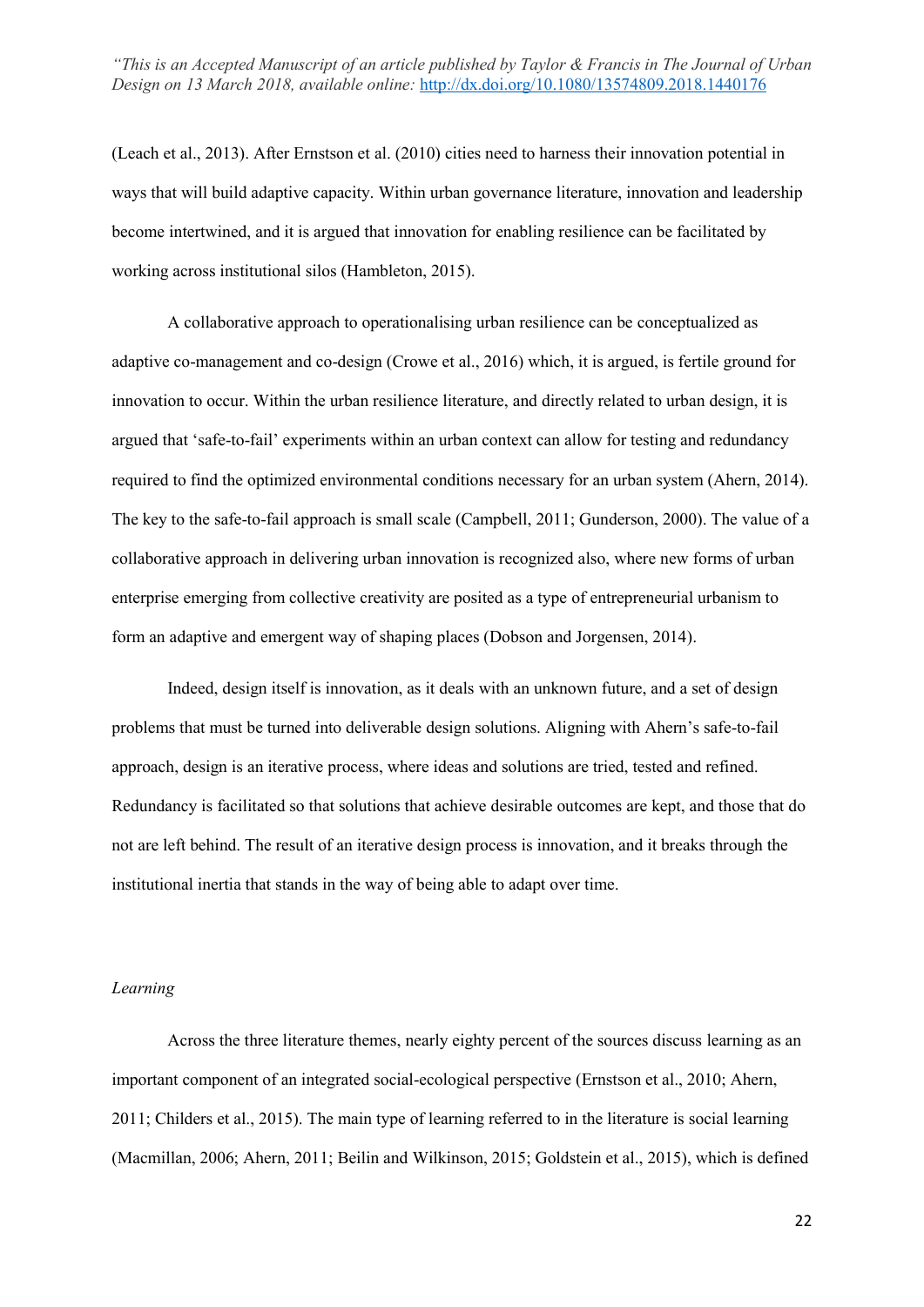(Leach et al., 2013). After Ernstson et al. (2010) cities need to harness their innovation potential in ways that will build adaptive capacity. Within urban governance literature, innovation and leadership become intertwined, and it is argued that innovation for enabling resilience can be facilitated by working across institutional silos (Hambleton, 2015).

A collaborative approach to operationalising urban resilience can be conceptualized as adaptive co-management and co-design (Crowe et al., 2016) which, it is argued, is fertile ground for innovation to occur. Within the urban resilience literature, and directly related to urban design, it is argued that 'safe-to-fail' experiments within an urban context can allow for testing and redundancy required to find the optimized environmental conditions necessary for an urban system (Ahern, 2014). The key to the safe-to-fail approach is small scale (Campbell, 2011; Gunderson, 2000). The value of a collaborative approach in delivering urban innovation is recognized also, where new forms of urban enterprise emerging from collective creativity are posited as a type of entrepreneurial urbanism to form an adaptive and emergent way of shaping places (Dobson and Jorgensen, 2014).

Indeed, design itself is innovation, as it deals with an unknown future, and a set of design problems that must be turned into deliverable design solutions. Aligning with Ahern's safe-to-fail approach, design is an iterative process, where ideas and solutions are tried, tested and refined. Redundancy is facilitated so that solutions that achieve desirable outcomes are kept, and those that do not are left behind. The result of an iterative design process is innovation, and it breaks through the institutional inertia that stands in the way of being able to adapt over time.

### *Learning*

Across the three literature themes, nearly eighty percent of the sources discuss learning as an important component of an integrated social-ecological perspective (Ernstson et al., 2010; Ahern, 2011; Childers et al., 2015). The main type of learning referred to in the literature is social learning (Macmillan, 2006; Ahern, 2011; Beilin and Wilkinson, 2015; Goldstein et al., 2015), which is defined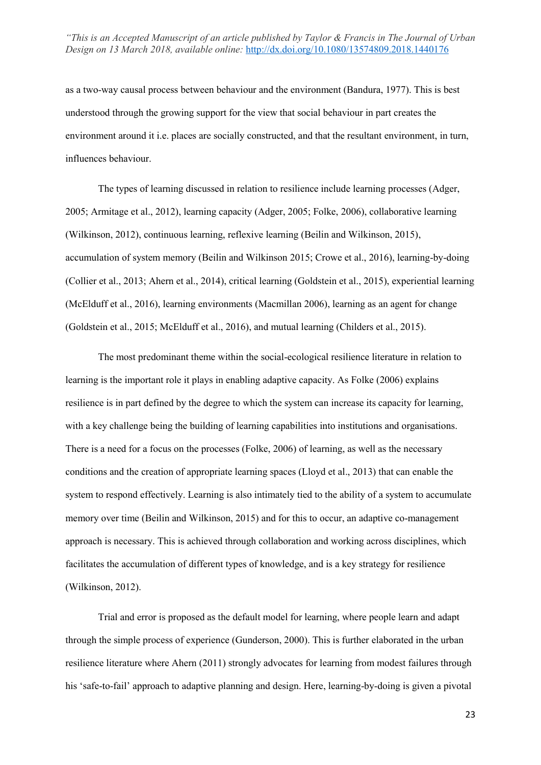as a two-way causal process between behaviour and the environment (Bandura, 1977). This is best understood through the growing support for the view that social behaviour in part creates the environment around it i.e. places are socially constructed, and that the resultant environment, in turn, influences behaviour.

The types of learning discussed in relation to resilience include learning processes (Adger, 2005; Armitage et al., 2012), learning capacity (Adger, 2005; Folke, 2006), collaborative learning (Wilkinson, 2012), continuous learning, reflexive learning (Beilin and Wilkinson, 2015), accumulation of system memory (Beilin and Wilkinson 2015; Crowe et al., 2016), learning-by-doing (Collier et al., 2013; Ahern et al., 2014), critical learning (Goldstein et al., 2015), experiential learning (McElduff et al., 2016), learning environments (Macmillan 2006), learning as an agent for change (Goldstein et al., 2015; McElduff et al., 2016), and mutual learning (Childers et al., 2015).

The most predominant theme within the social-ecological resilience literature in relation to learning is the important role it plays in enabling adaptive capacity. As Folke (2006) explains resilience is in part defined by the degree to which the system can increase its capacity for learning, with a key challenge being the building of learning capabilities into institutions and organisations. There is a need for a focus on the processes (Folke, 2006) of learning, as well as the necessary conditions and the creation of appropriate learning spaces (Lloyd et al., 2013) that can enable the system to respond effectively. Learning is also intimately tied to the ability of a system to accumulate memory over time (Beilin and Wilkinson, 2015) and for this to occur, an adaptive co-management approach is necessary. This is achieved through collaboration and working across disciplines, which facilitates the accumulation of different types of knowledge, and is a key strategy for resilience (Wilkinson, 2012).

Trial and error is proposed as the default model for learning, where people learn and adapt through the simple process of experience (Gunderson, 2000). This is further elaborated in the urban resilience literature where Ahern (2011) strongly advocates for learning from modest failures through his 'safe-to-fail' approach to adaptive planning and design. Here, learning-by-doing is given a pivotal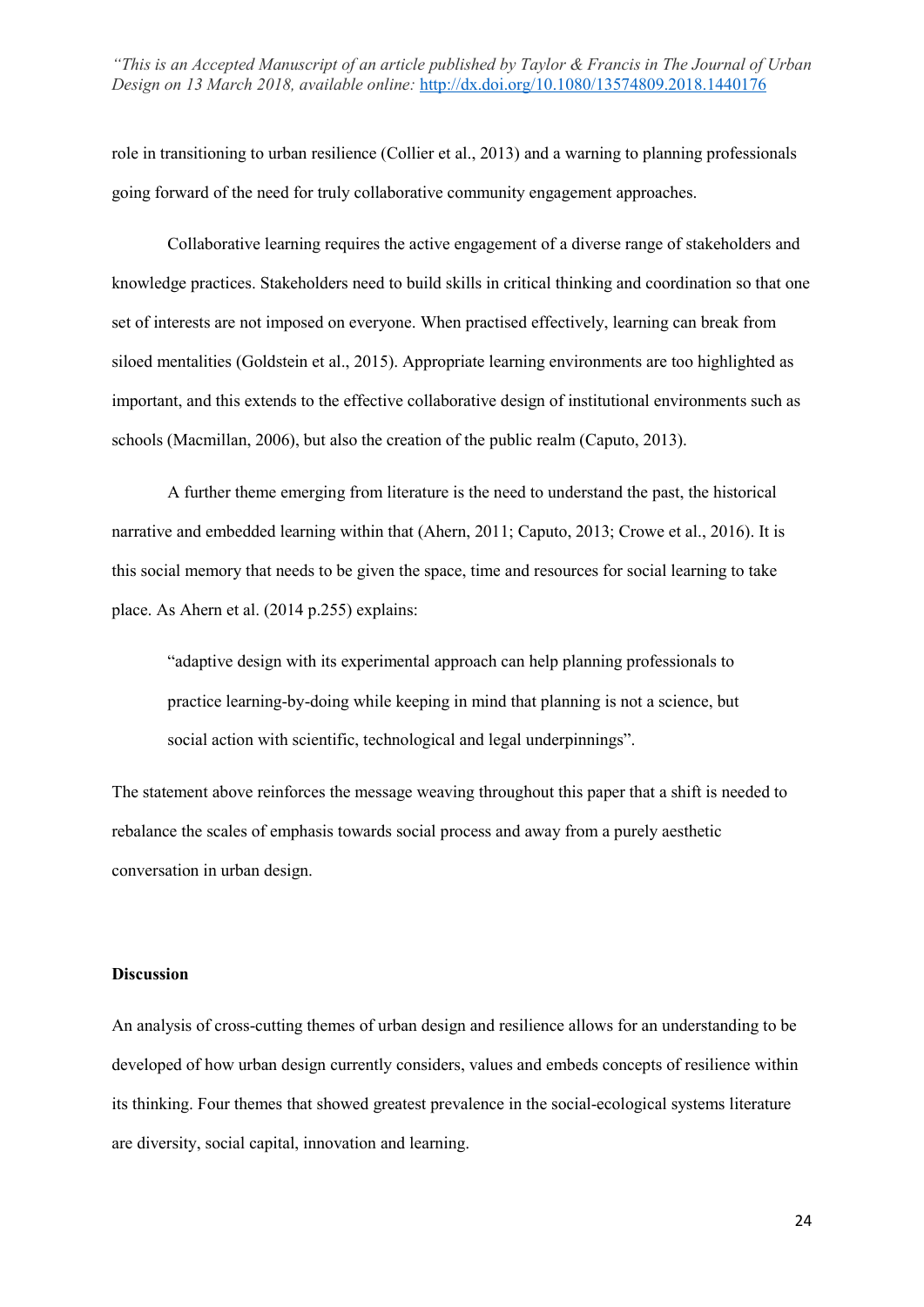role in transitioning to urban resilience (Collier et al., 2013) and a warning to planning professionals going forward of the need for truly collaborative community engagement approaches.

Collaborative learning requires the active engagement of a diverse range of stakeholders and knowledge practices. Stakeholders need to build skills in critical thinking and coordination so that one set of interests are not imposed on everyone. When practised effectively, learning can break from siloed mentalities (Goldstein et al., 2015). Appropriate learning environments are too highlighted as important, and this extends to the effective collaborative design of institutional environments such as schools (Macmillan, 2006), but also the creation of the public realm (Caputo, 2013).

A further theme emerging from literature is the need to understand the past, the historical narrative and embedded learning within that (Ahern, 2011; Caputo, 2013; Crowe et al., 2016). It is this social memory that needs to be given the space, time and resources for social learning to take place. As Ahern et al. (2014 p.255) explains:

> "adaptive design with its experimental approach can help planning professionals to practice learning-by-doing while keeping in mind that planning is not a science, but social action with scientific, technological and legal underpinnings".

The statement above reinforces the message weaving throughout this paper that a shift is needed to rebalance the scales of emphasis towards social process and away from a purely aesthetic conversation in urban design.

## Discussion

An analysis of cross-cutting themes of urban design and resilience allows for an understanding to be developed of how urban design currently considers, values and embeds concepts of resilience within its thinking. Four themes that showed greatest prevalence in the social-ecological systems literature are diversity, social capital, innovation and learning.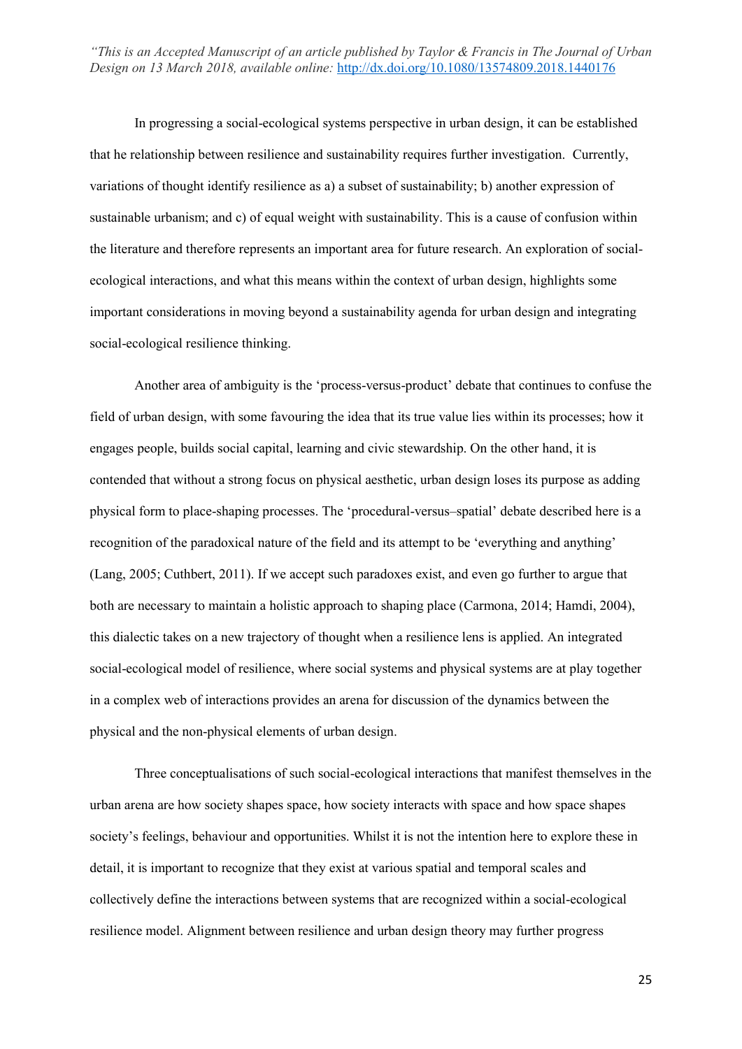In progressing a social-ecological systems perspective in urban design, it can be established that he relationship between resilience and sustainability requires further investigation. Currently, variations of thought identify resilience as a) a subset of sustainability; b) another expression of sustainable urbanism; and c) of equal weight with sustainability. This is a cause of confusion within the literature and therefore represents an important area for future research. An exploration of social-ecological interactions, and what this means within the context of urban design, highlights some important considerations in moving beyond a sustainability agenda for urban design and integrating social-ecological resilience thinking.

Another area of ambiguity is the 'process-versus-product' debate that continues to confuse the field of urban design, with some favouring the idea that its true value lies within its processes; how it engages people, builds social capital, learning and civic stewardship. On the other hand, it is contended that without a strong focus on physical aesthetic, urban design loses its purpose as adding physical form to place-shaping processes. The 'procedural-versus–spatial' debate described here is a recognition of the paradoxical nature of the field and its attempt to be 'everything and anything' (Lang, 2005; Cuthbert, 2011). If we accept such paradoxes exist, and even go further to argue that both are necessary to maintain a holistic approach to shaping place (Carmona, 2014; Hamdi, 2004), this dialectic takes on a new trajectory of thought when a resilience lens is applied. An integrated social-ecological model of resilience, where social systems and physical systems are at play together in a complex web of interactions provides an arena for discussion of the dynamics between the physical and the non-physical elements of urban design.

Three conceptualisations of such social-ecological interactions that manifest themselves in the urban arena are how society shapes space, how society interacts with space and how space shapes society's feelings, behaviour and opportunities. Whilst it is not the intention here to explore these in detail, it is important to recognize that they exist at various spatial and temporal scales and collectively define the interactions between systems that are recognized within a social-ecological resilience model. Alignment between resilience and urban design theory may further progress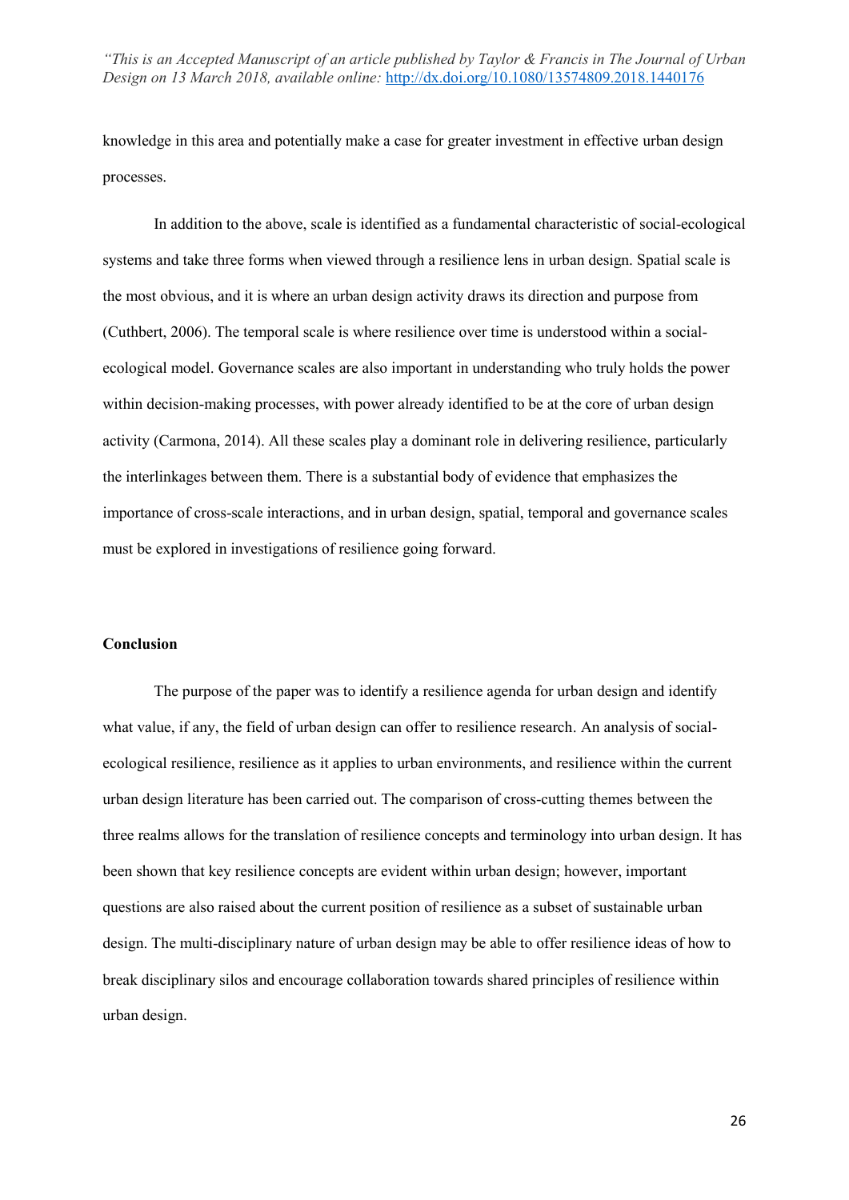knowledge in this area and potentially make a case for greater investment in effective urban design processes.

In addition to the above, scale is identified as a fundamental characteristic of social-ecological systems and take three forms when viewed through a resilience lens in urban design. Spatial scale is the most obvious, and it is where an urban design activity draws its direction and purpose from (Cuthbert, 2006). The temporal scale is where resilience over time is understood within a social-ecological model. Governance scales are also important in understanding who truly holds the power within decision-making processes, with power already identified to be at the core of urban design activity (Carmona, 2014). All these scales play a dominant role in delivering resilience, particularly the interlinkages between them. There is a substantial body of evidence that emphasizes the importance of cross-scale interactions, and in urban design, spatial, temporal and governance scales must be explored in investigations of resilience going forward.

## Conclusion

The purpose of the paper was to identify a resilience agenda for urban design and identify what value, if any, the field of urban design can offer to resilience research. An analysis of social-ecological resilience, resilience as it applies to urban environments, and resilience within the current urban design literature has been carried out. The comparison of cross-cutting themes between the three realms allows for the translation of resilience concepts and terminology into urban design. It has been shown that key resilience concepts are evident within urban design; however, important questions are also raised about the current position of resilience as a subset of sustainable urban design. The multi-disciplinary nature of urban design may be able to offer resilience ideas of how to break disciplinary silos and encourage collaboration towards shared principles of resilience within urban design.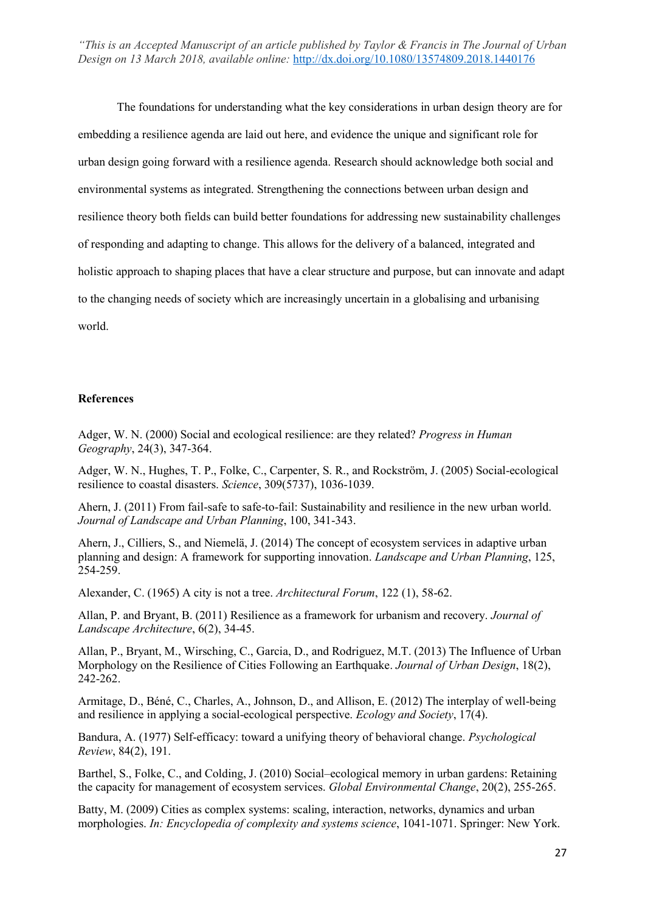The foundations for understanding what the key considerations in urban design theory are for embedding a resilience agenda are laid out here, and evidence the unique and significant role for urban design going forward with a resilience agenda. Research should acknowledge both social and environmental systems as integrated. Strengthening the connections between urban design and resilience theory both fields can build better foundations for addressing new sustainability challenges of responding and adapting to change. This allows for the delivery of a balanced, integrated and holistic approach to shaping places that have a clear structure and purpose, but can innovate and adapt to the changing needs of society which are increasingly uncertain in a globalising and urbanising world.

## References

Adger, W. N. (2000) Social and ecological resilience: are they related? *Progress in Human Geography*, 24(3), 347-364.

Adger, W. N., Hughes, T. P., Folke, C., Carpenter, S. R., and Rockström, J. (2005) Social-ecological resilience to coastal disasters. *Science*, 309(5737), 1036-1039.

Ahern, J. (2011) From fail-safe to safe-to-fail: Sustainability and resilience in the new urban world. *Journal of Landscape and Urban Planning*, 100, 341-343.

Ahern, J., Cilliers, S., and Niemelä, J. (2014) The concept of ecosystem services in adaptive urban planning and design: A framework for supporting innovation. *Landscape and Urban Planning*, 125, 254-259.

Alexander, C. (1965) A city is not a tree. *Architectural Forum*, 122 (1), 58-62.

Allan, P. and Bryant, B. (2011) Resilience as a framework for urbanism and recovery. *Journal of Landscape Architecture*, 6(2), 34-45.

Allan, P., Bryant, M., Wirsching, C., Garcia, D., and Rodriguez, M.T. (2013) The Influence of Urban Morphology on the Resilience of Cities Following an Earthquake. *Journal of Urban Design*, 18(2), 242-262.

Armitage, D., Béné, C., Charles, A., Johnson, D., and Allison, E. (2012) The interplay of well-being and resilience in applying a social-ecological perspective. *Ecology and Society*, 17(4).

Bandura, A. (1977) Self-efficacy: toward a unifying theory of behavioral change. *Psychological Review*, 84(2), 191.

Barthel, S., Folke, C., and Colding, J. (2010) Social–ecological memory in urban gardens: Retaining the capacity for management of ecosystem services. *Global Environmental Change*, 20(2), 255-265.

Batty, M. (2009) Cities as complex systems: scaling, interaction, networks, dynamics and urban morphologies. *In: Encyclopedia of complexity and systems science*, 1041-1071. Springer: New York.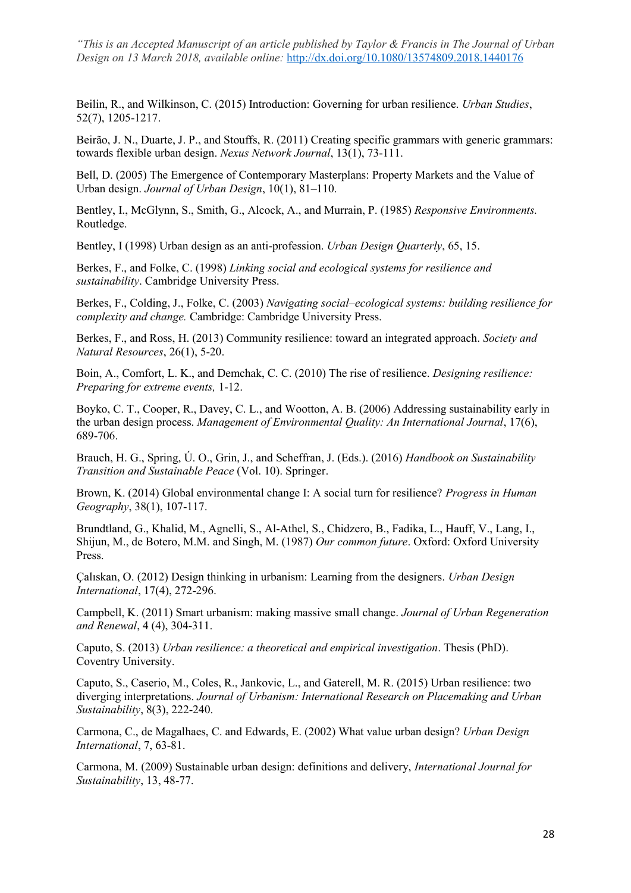Beilin, R., and Wilkinson, C. (2015) Introduction: Governing for urban resilience. *Urban Studies*, 52(7), 1205-1217.

Beirão, J. N., Duarte, J. P., and Stouffs, R. (2011) Creating specific grammars with generic grammars: towards flexible urban design. *Nexus Network Journal*, 13(1), 73-111.

Bell, D. (2005) The Emergence of Contemporary Masterplans: Property Markets and the Value of Urban design. *Journal of Urban Design*, 10(1), 81–110.

Bentley, I., McGlynn, S., Smith, G., Alcock, A., and Murrain, P. (1985) *Responsive Environments.* Routledge.

Bentley, I (1998) Urban design as an anti-profession. *Urban Design Quarterly*, 65, 15.

Berkes, F., and Folke, C. (1998) *Linking social and ecological systems for resilience and sustainability*. Cambridge University Press.

Berkes, F., Colding, J., Folke, C. (2003) *Navigating social–ecological systems: building resilience for complexity and change.* Cambridge: Cambridge University Press.

Berkes, F., and Ross, H. (2013) Community resilience: toward an integrated approach. *Society and Natural Resources*, 26(1), 5-20.

Boin, A., Comfort, L. K., and Demchak, C. C. (2010) The rise of resilience. *Designing resilience: Preparing for extreme events,* 1-12.

Boyko, C. T., Cooper, R., Davey, C. L., and Wootton, A. B. (2006) Addressing sustainability early in the urban design process. *Management of Environmental Quality: An International Journal*, 17(6), 689-706.

Brauch, H. G., Spring, Ú. O., Grin, J., and Scheffran, J. (Eds.). (2016) *Handbook on Sustainability Transition and Sustainable Peace* (Vol. 10). Springer.

Brown, K. (2014) Global environmental change I: A social turn for resilience? *Progress in Human Geography*, 38(1), 107-117.

Brundtland, G., Khalid, M., Agnelli, S., Al-Athel, S., Chidzero, B., Fadika, L., Hauff, V., Lang, I., Shijun, M., de Botero, M.M. and Singh, M. (1987) *Our common future*. Oxford: Oxford University Press.

Çalıskan, O. (2012) Design thinking in urbanism: Learning from the designers. *Urban Design International*, 17(4), 272-296.

Campbell, K. (2011) Smart urbanism: making massive small change. *Journal of Urban Regeneration and Renewal*, 4 (4), 304-311.

Caputo, S. (2013) *Urban resilience: a theoretical and empirical investigation*. Thesis (PhD). Coventry University.

Caputo, S., Caserio, M., Coles, R., Jankovic, L., and Gaterell, M. R. (2015) Urban resilience: two diverging interpretations. *Journal of Urbanism: International Research on Placemaking and Urban Sustainability*, 8(3), 222-240.

Carmona, C., de Magalhaes, C. and Edwards, E. (2002) What value urban design? *Urban Design International*, 7, 63-81.

Carmona, M. (2009) Sustainable urban design: definitions and delivery, *International Journal for Sustainability*, 13, 48-77.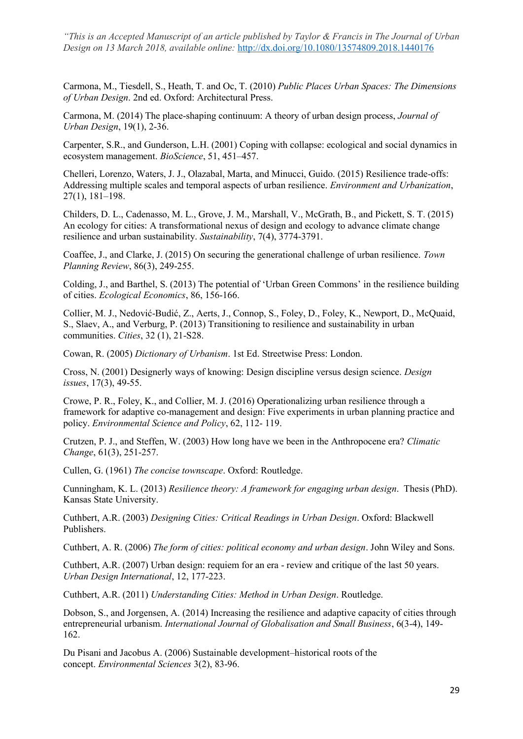*"This is an Accepted Manuscript of an article published by Taylor & Francis in The Journal of Urban Design on 13 March 2018, available online:* http://dx.doi.org/10.1080/13574809.2018.1440176

Carmona, M., Tiesdell, S., Heath, T. and Oc, T. (2010) *Public Places Urban Spaces: The Dimensions of Urban Design*. 2nd ed. Oxford: Architectural Press.

Carmona, M. (2014) The place-shaping continuum: A theory of urban design process, *Journal of Urban Design*, 19(1), 2-36.

Carpenter, S.R., and Gunderson, L.H. (2001) Coping with collapse: ecological and social dynamics in ecosystem management. *BioScience*, 51, 451–457.

Chelleri, Lorenzo, Waters, J. J., Olazabal, Marta, and Minucci, Guido. (2015) Resilience trade-offs: Addressing multiple scales and temporal aspects of urban resilience. *Environment and Urbanization*, 27(1), 181–198.

Childers, D. L., Cadenasso, M. L., Grove, J. M., Marshall, V., McGrath, B., and Pickett, S. T. (2015) An ecology for cities: A transformational nexus of design and ecology to advance climate change resilience and urban sustainability. *Sustainability*, 7(4), 3774-3791.

Coaffee, J., and Clarke, J. (2015) On securing the generational challenge of urban resilience. *Town Planning Review*, 86(3), 249-255.

Colding, J., and Barthel, S. (2013) The potential of 'Urban Green Commons' in the resilience building of cities. *Ecological Economics*, 86, 156-166.

Collier, M. J., Nedović-Budić, Z., Aerts, J., Connop, S., Foley, D., Foley, K., Newport, D., McQuaid, S., Slaev, A., and Verburg, P. (2013) Transitioning to resilience and sustainability in urban communities. *Cities*, 32 (1), 21-S28.

Cowan, R. (2005) *Dictionary of Urbanism*. 1st Ed. Streetwise Press: London.

Cross, N. (2001) Designerly ways of knowing: Design discipline versus design science. *Design issues*, 17(3), 49-55.

Crowe, P. R., Foley, K., and Collier, M. J. (2016) Operationalizing urban resilience through a framework for adaptive co-management and design: Five experiments in urban planning practice and policy. *Environmental Science and Policy*, 62, 112- 119.

Crutzen, P. J., and Steffen, W. (2003) How long have we been in the Anthropocene era? *Climatic Change*, 61(3), 251-257.

Cullen, G. (1961) *The concise townscape*. Oxford: Routledge.

Cunningham, K. L. (2013) *Resilience theory: A framework for engaging urban design*. Thesis (PhD). Kansas State University.

Cuthbert, A.R. (2003) *Designing Cities: Critical Readings in Urban Design*. Oxford: Blackwell Publishers.

Cuthbert, A. R. (2006) *The form of cities: political economy and urban design*. John Wiley and Sons.

Cuthbert, A.R. (2007) Urban design: requiem for an era - review and critique of the last 50 years. *Urban Design International*, 12, 177-223.

Cuthbert, A.R. (2011) *Understanding Cities: Method in Urban Design*. Routledge.

Dobson, S., and Jorgensen, A. (2014) Increasing the resilience and adaptive capacity of cities through entrepreneurial urbanism. *International Journal of Globalisation and Small Business*, 6(3-4), 149-162.

Du Pisani and Jacobus A. (2006) Sustainable development–historical roots of the concept. *Environmental Sciences* 3(2), 83-96.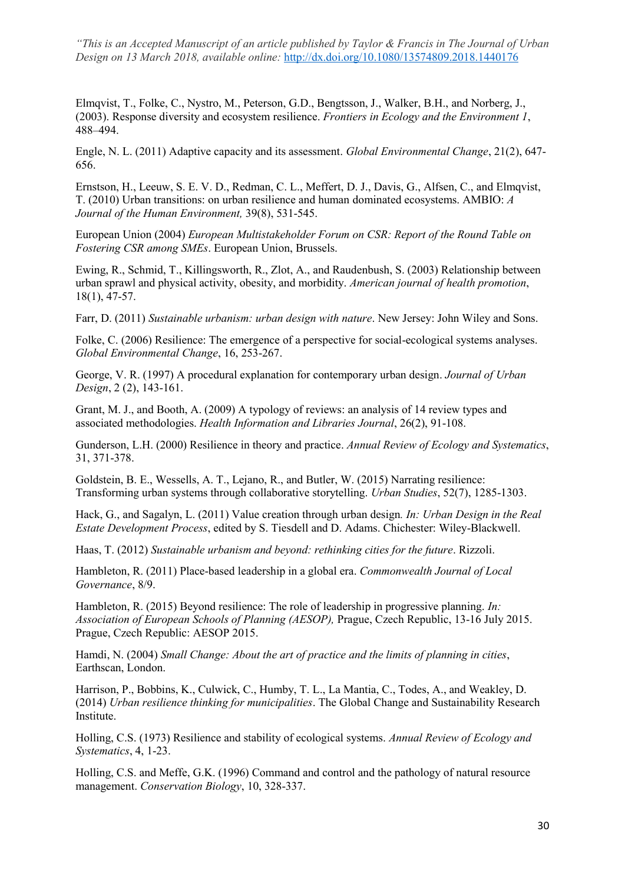Elmqvist, T., Folke, C., Nystro, M., Peterson, G.D., Bengtsson, J., Walker, B.H., and Norberg, J., (2003). Response diversity and ecosystem resilience. *Frontiers in Ecology and the Environment 1*, 488–494.

Engle, N. L. (2011) Adaptive capacity and its assessment. *Global Environmental Change*, 21(2), 647-656.

Ernstson, H., Leeuw, S. E. V. D., Redman, C. L., Meffert, D. J., Davis, G., Alfsen, C., and Elmqvist, T. (2010) Urban transitions: on urban resilience and human dominated ecosystems. AMBIO: *A Journal of the Human Environment,* 39(8), 531-545.

European Union (2004) *European Multistakeholder Forum on CSR: Report of the Round Table on Fostering CSR among SMEs*. European Union, Brussels.

Ewing, R., Schmid, T., Killingsworth, R., Zlot, A., and Raudenbush, S. (2003) Relationship between urban sprawl and physical activity, obesity, and morbidity. *American journal of health promotion*, 18(1), 47-57.

Farr, D. (2011) *Sustainable urbanism: urban design with nature*. New Jersey: John Wiley and Sons.

Folke, C. (2006) Resilience: The emergence of a perspective for social-ecological systems analyses. *Global Environmental Change*, 16, 253-267.

George, V. R. (1997) A procedural explanation for contemporary urban design. *Journal of Urban Design*, 2 (2), 143-161.

Grant, M. J., and Booth, A. (2009) A typology of reviews: an analysis of 14 review types and associated methodologies. *Health Information and Libraries Journal*, 26(2), 91-108.

Gunderson, L.H. (2000) Resilience in theory and practice. *Annual Review of Ecology and Systematics*, 31, 371-378.

Goldstein, B. E., Wessells, A. T., Lejano, R., and Butler, W. (2015) Narrating resilience: Transforming urban systems through collaborative storytelling. *Urban Studies*, 52(7), 1285-1303.

Hack, G., and Sagalyn, L. (2011) Value creation through urban design*. In: Urban Design in the Real Estate Development Process*, edited by S. Tiesdell and D. Adams. Chichester: Wiley-Blackwell.

Haas, T. (2012) *Sustainable urbanism and beyond: rethinking cities for the future*. Rizzoli.

Hambleton, R. (2011) Place-based leadership in a global era. *Commonwealth Journal of Local Governance*, 8/9.

Hambleton, R. (2015) Beyond resilience: The role of leadership in progressive planning. *In: Association of European Schools of Planning (AESOP),* Prague, Czech Republic, 13-16 July 2015. Prague, Czech Republic: AESOP 2015.

Hamdi, N. (2004) *Small Change: About the art of practice and the limits of planning in cities*, Earthscan, London.

Harrison, P., Bobbins, K., Culwick, C., Humby, T. L., La Mantia, C., Todes, A., and Weakley, D. (2014) *Urban resilience thinking for municipalities*. The Global Change and Sustainability Research Institute.

Holling, C.S. (1973) Resilience and stability of ecological systems. *Annual Review of Ecology and Systematics*, 4, 1-23.

Holling, C.S. and Meffe, G.K. (1996) Command and control and the pathology of natural resource management. *Conservation Biology*, 10, 328-337.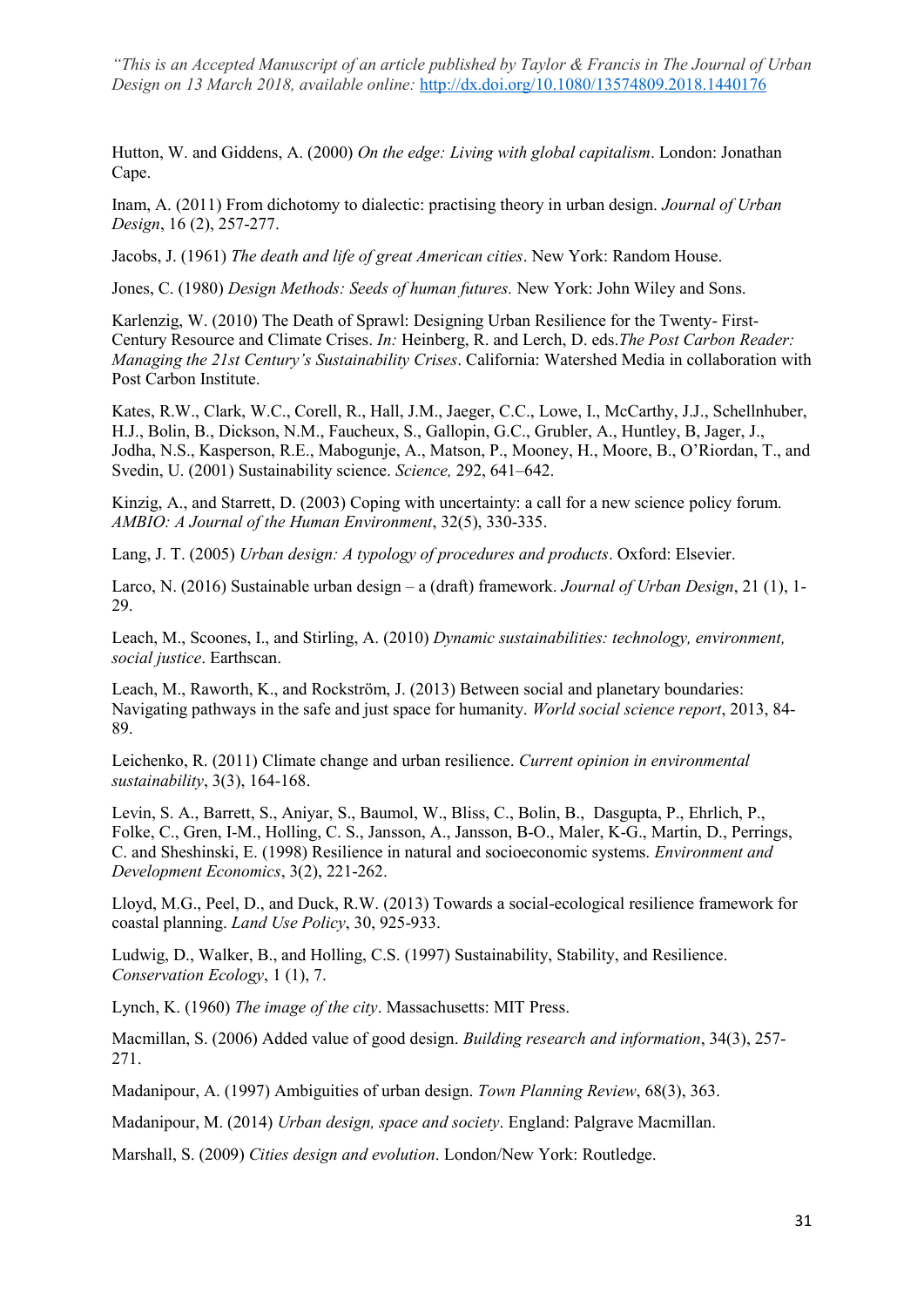*"This is an Accepted Manuscript of an article published by Taylor & Francis in The Journal of Urban Design on 13 March 2018, available online:* http://dx.doi.org/10.1080/13574809.2018.1440176

Hutton, W. and Giddens, A. (2000) *On the edge: Living with global capitalism*. London: Jonathan Cape.

Inam, A. (2011) From dichotomy to dialectic: practising theory in urban design. *Journal of Urban Design*, 16 (2), 257-277.

Jacobs, J. (1961) *The death and life of great American cities*. New York: Random House.

Jones, C. (1980) *Design Methods: Seeds of human futures.* New York: John Wiley and Sons.

Karlenzig, W. (2010) The Death of Sprawl: Designing Urban Resilience for the Twenty- First-Century Resource and Climate Crises. *In:* Heinberg, R. and Lerch, D. eds.*The Post Carbon Reader: Managing the 21st Century's Sustainability Crises*. California: Watershed Media in collaboration with Post Carbon Institute.

Kates, R.W., Clark, W.C., Corell, R., Hall, J.M., Jaeger, C.C., Lowe, I., McCarthy, J.J., Schellnhuber, H.J., Bolin, B., Dickson, N.M., Faucheux, S., Gallopin, G.C., Grubler, A., Huntley, B, Jager, J., Jodha, N.S., Kasperson, R.E., Mabogunje, A., Matson, P., Mooney, H., Moore, B., O'Riordan, T., and Svedin, U. (2001) Sustainability science. *Science,* 292, 641–642.

Kinzig, A., and Starrett, D. (2003) Coping with uncertainty: a call for a new science policy forum. *AMBIO: A Journal of the Human Environment*, 32(5), 330-335.

Lang, J. T. (2005) *Urban design: A typology of procedures and products*. Oxford: Elsevier.

Larco, N. (2016) Sustainable urban design – a (draft) framework. *Journal of Urban Design*, 21 (1), 1-29.

Leach, M., Scoones, I., and Stirling, A. (2010) *Dynamic sustainabilities: technology, environment, social justice*. Earthscan.

Leach, M., Raworth, K., and Rockström, J. (2013) Between social and planetary boundaries: Navigating pathways in the safe and just space for humanity. *World social science report*, 2013, 84-89.

Leichenko, R. (2011) Climate change and urban resilience. *Current opinion in environmental sustainability*, 3(3), 164-168.

Levin, S. A., Barrett, S., Aniyar, S., Baumol, W., Bliss, C., Bolin, B., Dasgupta, P., Ehrlich, P., Folke, C., Gren, I-M., Holling, C. S., Jansson, A., Jansson, B-O., Maler, K-G., Martin, D., Perrings, C. and Sheshinski, E. (1998) Resilience in natural and socioeconomic systems. *Environment and Development Economics*, 3(2), 221-262.

Lloyd, M.G., Peel, D., and Duck, R.W. (2013) Towards a social-ecological resilience framework for coastal planning. *Land Use Policy*, 30, 925-933.

Ludwig, D., Walker, B., and Holling, C.S. (1997) Sustainability, Stability, and Resilience. *Conservation Ecology*, 1 (1), 7.

Lynch, K. (1960) *The image of the city*. Massachusetts: MIT Press.

Macmillan, S. (2006) Added value of good design. *Building research and information*, 34(3), 257-271.

Madanipour, A. (1997) Ambiguities of urban design. *Town Planning Review*, 68(3), 363.

Madanipour, M. (2014) *Urban design, space and society*. England: Palgrave Macmillan.

Marshall, S. (2009) *Cities design and evolution*. London/New York: Routledge.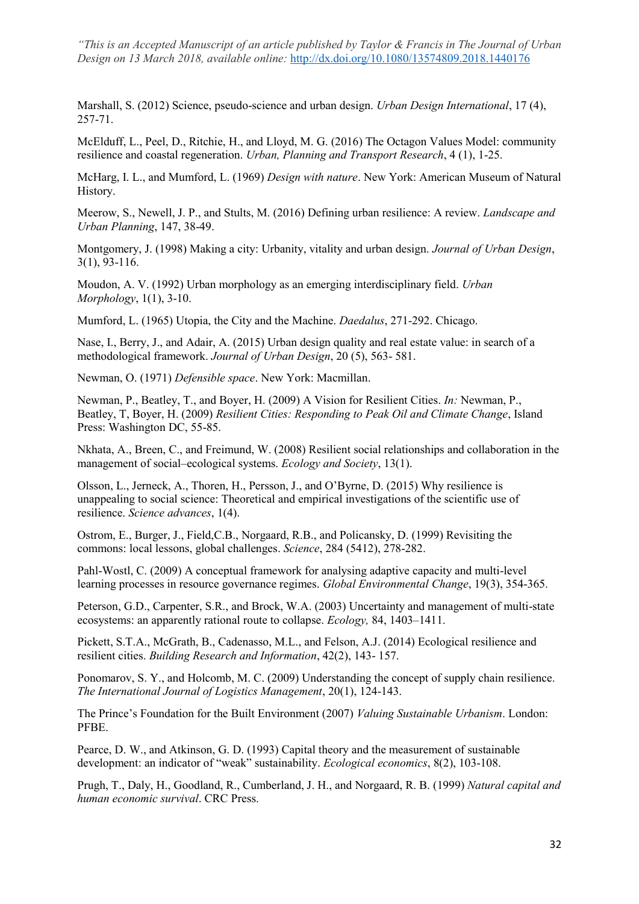*"This is an Accepted Manuscript of an article published by Taylor & Francis in The Journal of Urban Design on 13 March 2018, available online:* http://dx.doi.org/10.1080/13574809.2018.1440176

Marshall, S. (2012) Science, pseudo-science and urban design. *Urban Design International*, 17 (4), 257-71.

McElduff, L., Peel, D., Ritchie, H., and Lloyd, M. G. (2016) The Octagon Values Model: community resilience and coastal regeneration. *Urban, Planning and Transport Research*, 4 (1), 1-25.

McHarg, I. L., and Mumford, L. (1969) *Design with nature*. New York: American Museum of Natural History.

Meerow, S., Newell, J. P., and Stults, M. (2016) Defining urban resilience: A review. *Landscape and Urban Planning*, 147, 38-49.

Montgomery, J. (1998) Making a city: Urbanity, vitality and urban design. *Journal of Urban Design*, 3(1), 93-116.

Moudon, A. V. (1992) Urban morphology as an emerging interdisciplinary field. *Urban Morphology*, 1(1), 3-10.

Mumford, L. (1965) Utopia, the City and the Machine. *Daedalus*, 271-292. Chicago.

Nase, I., Berry, J., and Adair, A. (2015) Urban design quality and real estate value: in search of a methodological framework. *Journal of Urban Design*, 20 (5), 563- 581.

Newman, O. (1971) *Defensible space*. New York: Macmillan.

Newman, P., Beatley, T., and Boyer, H. (2009) A Vision for Resilient Cities. *In:* Newman, P., Beatley, T, Boyer, H. (2009) *Resilient Cities: Responding to Peak Oil and Climate Change*, Island Press: Washington DC, 55-85.

Nkhata, A., Breen, C., and Freimund, W. (2008) Resilient social relationships and collaboration in the management of social–ecological systems. *Ecology and Society*, 13(1).

Olsson, L., Jerneck, A., Thoren, H., Persson, J., and O'Byrne, D. (2015) Why resilience is unappealing to social science: Theoretical and empirical investigations of the scientific use of resilience. *Science advances*, 1(4).

Ostrom, E., Burger, J., Field,C.B., Norgaard, R.B., and Policansky, D. (1999) Revisiting the commons: local lessons, global challenges. *Science*, 284 (5412), 278-282.

Pahl-Wostl, C. (2009) A conceptual framework for analysing adaptive capacity and multi-level learning processes in resource governance regimes. *Global Environmental Change*, 19(3), 354-365.

Peterson, G.D., Carpenter, S.R., and Brock, W.A. (2003) Uncertainty and management of multi-state ecosystems: an apparently rational route to collapse. *Ecology,* 84, 1403–1411.

Pickett, S.T.A., McGrath, B., Cadenasso, M.L., and Felson, A.J. (2014) Ecological resilience and resilient cities. *Building Research and Information*, 42(2), 143- 157.

Ponomarov, S. Y., and Holcomb, M. C. (2009) Understanding the concept of supply chain resilience. *The International Journal of Logistics Management*, 20(1), 124-143.

The Prince's Foundation for the Built Environment (2007) *Valuing Sustainable Urbanism*. London: PFBE.

Pearce, D. W., and Atkinson, G. D. (1993) Capital theory and the measurement of sustainable development: an indicator of "weak" sustainability. *Ecological economics*, 8(2), 103-108.

Prugh, T., Daly, H., Goodland, R., Cumberland, J. H., and Norgaard, R. B. (1999) *Natural capital and human economic survival*. CRC Press.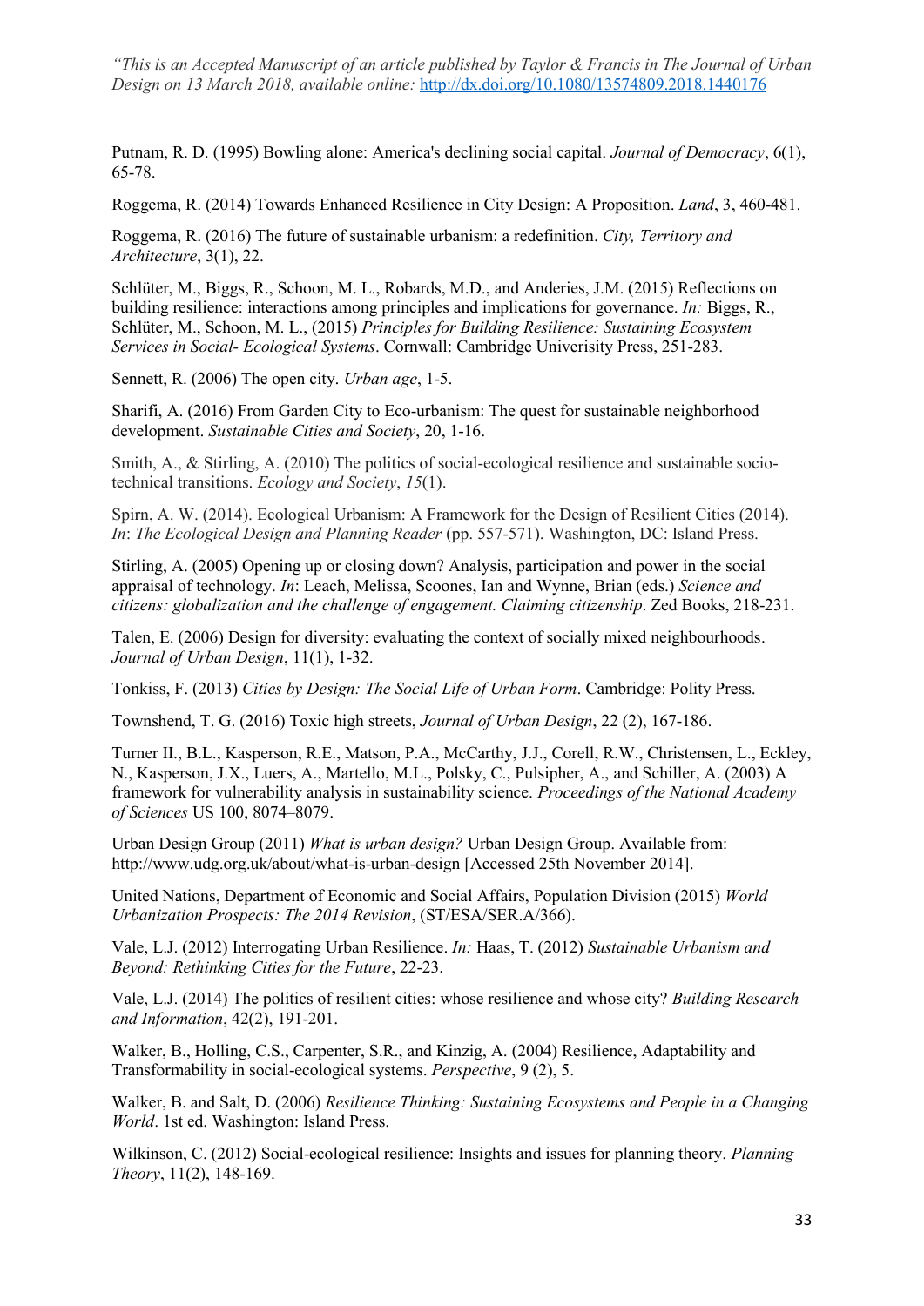*"This is an Accepted Manuscript of an article published by Taylor & Francis in The Journal of Urban Design on 13 March 2018, available online:* http://dx.doi.org/10.1080/13574809.2018.1440176

Putnam, R. D. (1995) Bowling alone: America's declining social capital. *Journal of Democracy*, 6(1), 65-78.

Roggema, R. (2014) Towards Enhanced Resilience in City Design: A Proposition. *Land*, 3, 460-481.

Roggema, R. (2016) The future of sustainable urbanism: a redefinition. *City, Territory and Architecture*, 3(1), 22.

Schlüter, M., Biggs, R., Schoon, M. L., Robards, M.D., and Anderies, J.M. (2015) Reflections on building resilience: interactions among principles and implications for governance. *In:* Biggs, R., Schlüter, M., Schoon, M. L., (2015) *Principles for Building Resilience: Sustaining Ecosystem Services in Social- Ecological Systems*. Cornwall: Cambridge Univerisity Press, 251-283.

Sennett, R. (2006) The open city. *Urban age*, 1-5.

Sharifi, A. (2016) From Garden City to Eco-urbanism: The quest for sustainable neighborhood development. *Sustainable Cities and Society*, 20, 1-16.

Smith, A., & Stirling, A. (2010) The politics of social-ecological resilience and sustainable socio-technical transitions. *Ecology and Society*, *15*(1).

Spirn, A. W. (2014). Ecological Urbanism: A Framework for the Design of Resilient Cities (2014). *In*: *The Ecological Design and Planning Reader* (pp. 557-571). Washington, DC: Island Press.

Stirling, A. (2005) Opening up or closing down? Analysis, participation and power in the social appraisal of technology. *In*: Leach, Melissa, Scoones, Ian and Wynne, Brian (eds.) *Science and citizens: globalization and the challenge of engagement. Claiming citizenship*. Zed Books, 218-231.

Talen, E. (2006) Design for diversity: evaluating the context of socially mixed neighbourhoods. *Journal of Urban Design*, 11(1), 1-32.

Tonkiss, F. (2013) *Cities by Design: The Social Life of Urban Form*. Cambridge: Polity Press.

Townshend, T. G. (2016) Toxic high streets, *Journal of Urban Design*, 22 (2), 167-186.

Turner II., B.L., Kasperson, R.E., Matson, P.A., McCarthy, J.J., Corell, R.W., Christensen, L., Eckley, N., Kasperson, J.X., Luers, A., Martello, M.L., Polsky, C., Pulsipher, A., and Schiller, A. (2003) A framework for vulnerability analysis in sustainability science. *Proceedings of the National Academy of Sciences* US 100, 8074–8079.

Urban Design Group (2011) *What is urban design?* Urban Design Group. Available from: http://www.udg.org.uk/about/what-is-urban-design [Accessed 25th November 2014].

United Nations, Department of Economic and Social Affairs, Population Division (2015) *World Urbanization Prospects: The 2014 Revision*, (ST/ESA/SER.A/366).

Vale, L.J. (2012) Interrogating Urban Resilience. *In:* Haas, T. (2012) *Sustainable Urbanism and Beyond: Rethinking Cities for the Future*, 22-23.

Vale, L.J. (2014) The politics of resilient cities: whose resilience and whose city? *Building Research and Information*, 42(2), 191-201.

Walker, B., Holling, C.S., Carpenter, S.R., and Kinzig, A. (2004) Resilience, Adaptability and Transformability in social-ecological systems. *Perspective*, 9 (2), 5.

Walker, B. and Salt, D. (2006) *Resilience Thinking: Sustaining Ecosystems and People in a Changing World*. 1st ed. Washington: Island Press.

Wilkinson, C. (2012) Social-ecological resilience: Insights and issues for planning theory. *Planning Theory*, 11(2), 148-169.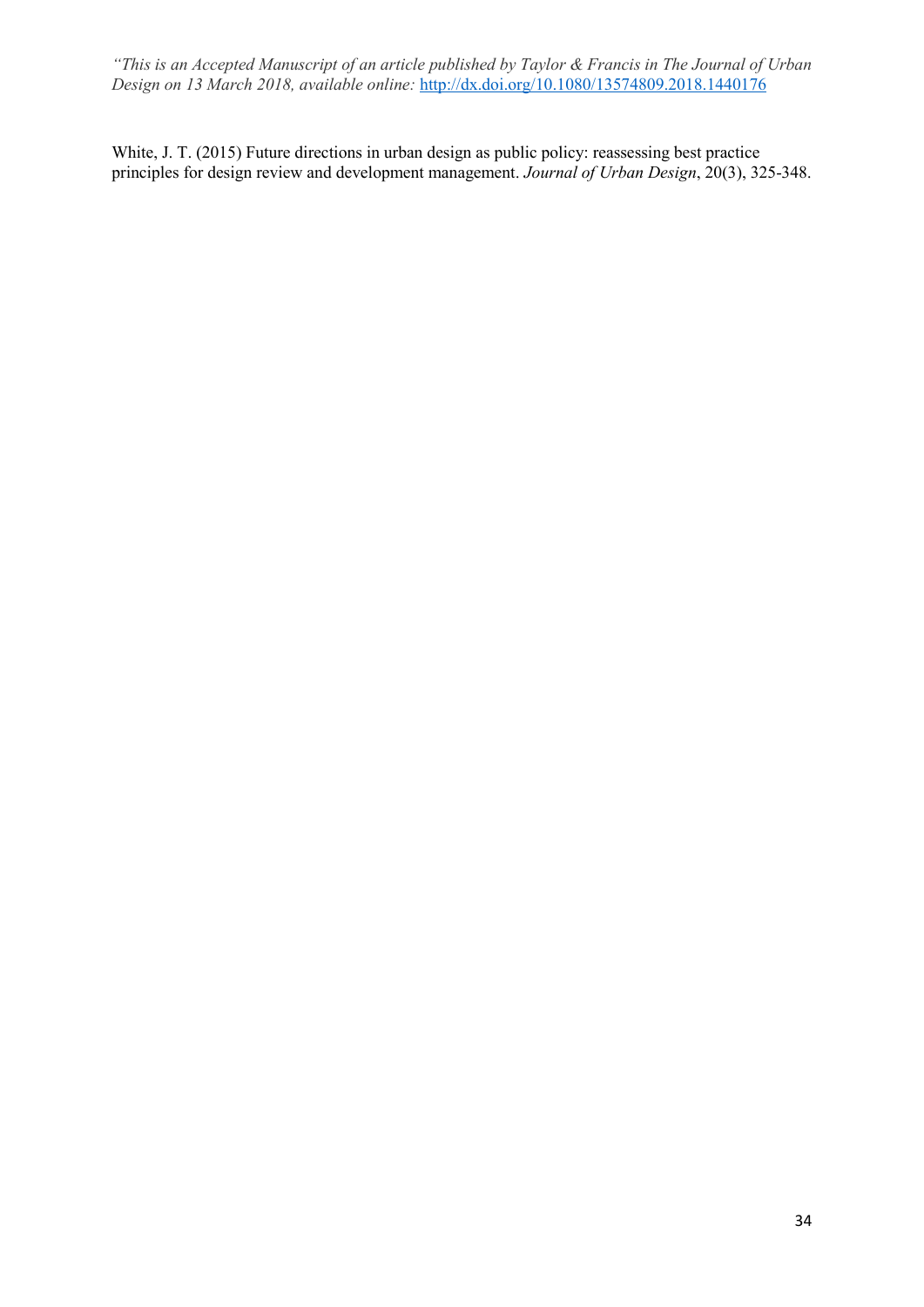White, J. T. (2015) Future directions in urban design as public policy: reassessing best practice principles for design review and development management. *Journal of Urban Design*, 20(3), 325-348.